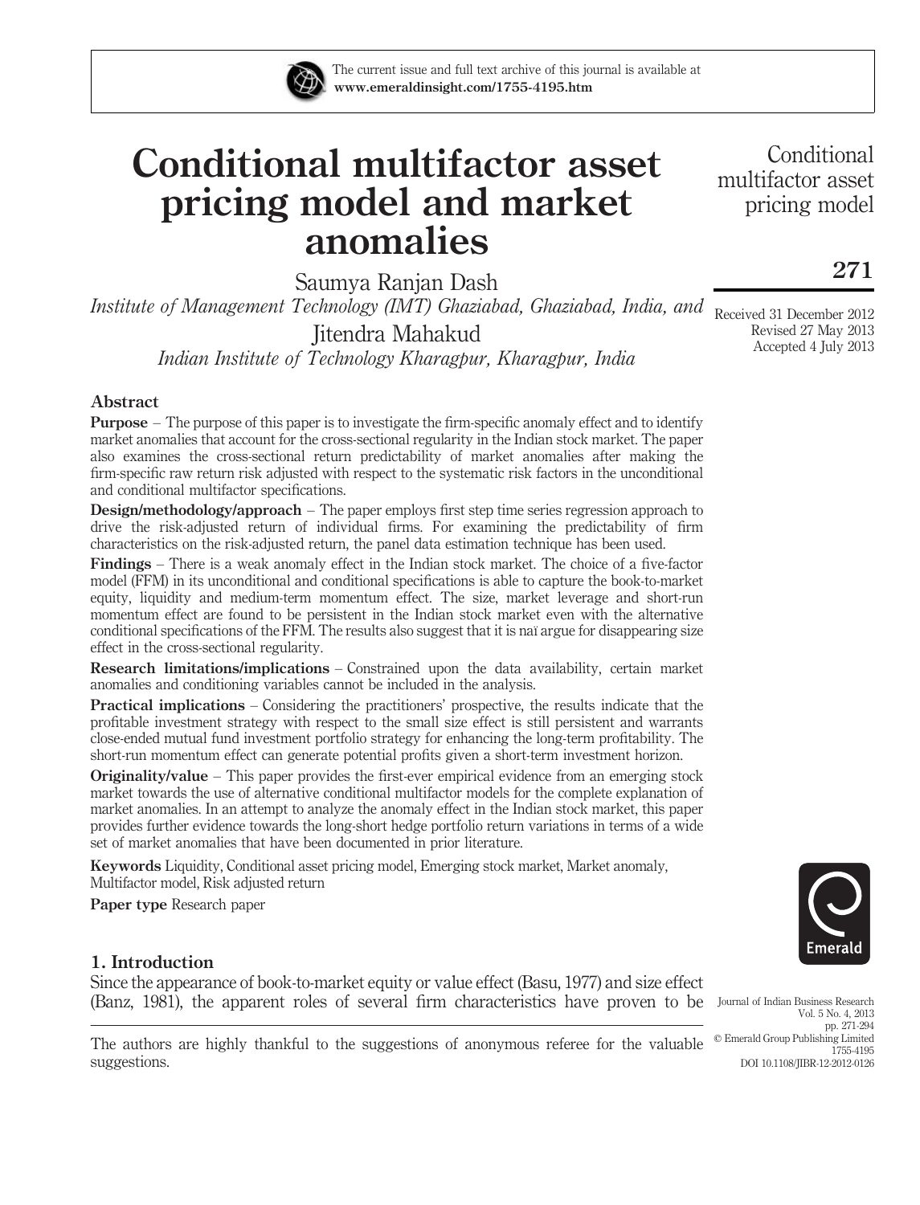# Conditional multifactor asset pricing model and market anomalies

Saumya Ranjan Dash

*Institute of Management Technology (IMT) Ghaziabad, Ghaziabad, India, and*

Jitendra Mahakud

*Indian Institute of Technology Kharagpur, Kharagpur, India*

Received 31 December 2012
Revised 27 May 2013
Accepted 4 July 2013

## Abstract

**Purpose** – The purpose of this paper is to investigate the firm-specific anomaly effect and to identify market anomalies that account for the cross-sectional regularity in the Indian stock market. The paper also examines the cross-sectional return predictability of market anomalies after making the firm-specific raw return risk adjusted with respect to the systematic risk factors in the unconditional and conditional multifactor specifications.

**Design/methodology/approach** – The paper employs first step time series regression approach to drive the risk-adjusted return of individual firms. For examining the predictability of firm characteristics on the risk-adjusted return, the panel data estimation technique has been used.

**Findings** – There is a weak anomaly effect in the Indian stock market. The choice of a five-factor model (FFM) in its unconditional and conditional specifications is able to capture the book-to-market equity, liquidity and medium-term momentum effect. The size, market leverage and short-run momentum effect are found to be persistent in the Indian stock market even with the alternative conditional specifications of the FFM. The results also suggest that it is naï argue for disappearing size effect in the cross-sectional regularity.

**Research limitations/implications** – Constrained upon the data availability, certain market anomalies and conditioning variables cannot be included in the analysis.

**Practical implications** – Considering the practitioners' prospective, the results indicate that the profitable investment strategy with respect to the small size effect is still persistent and warrants close-ended mutual fund investment portfolio strategy for enhancing the long-term profitability. The short-run momentum effect can generate potential profits given a short-term investment horizon.

**Originality/value** – This paper provides the first-ever empirical evidence from an emerging stock market towards the use of alternative conditional multifactor models for the complete explanation of market anomalies. In an attempt to analyze the anomaly effect in the Indian stock market, this paper provides further evidence towards the long-short hedge portfolio return variations in terms of a wide set of market anomalies that have been documented in prior literature.

**Keywords** Liquidity, Conditional asset pricing model, Emerging stock market, Market anomaly, Multifactor model, Risk adjusted return

**Paper type** Research paper

## 1. Introduction

Since the appearance of book-to-market equity or value effect (Basu, 1977) and size effect (Banz, 1981), the apparent roles of several firm characteristics have proven to be

The authors are highly thankful to the suggestions of anonymous referee for the valuable suggestions.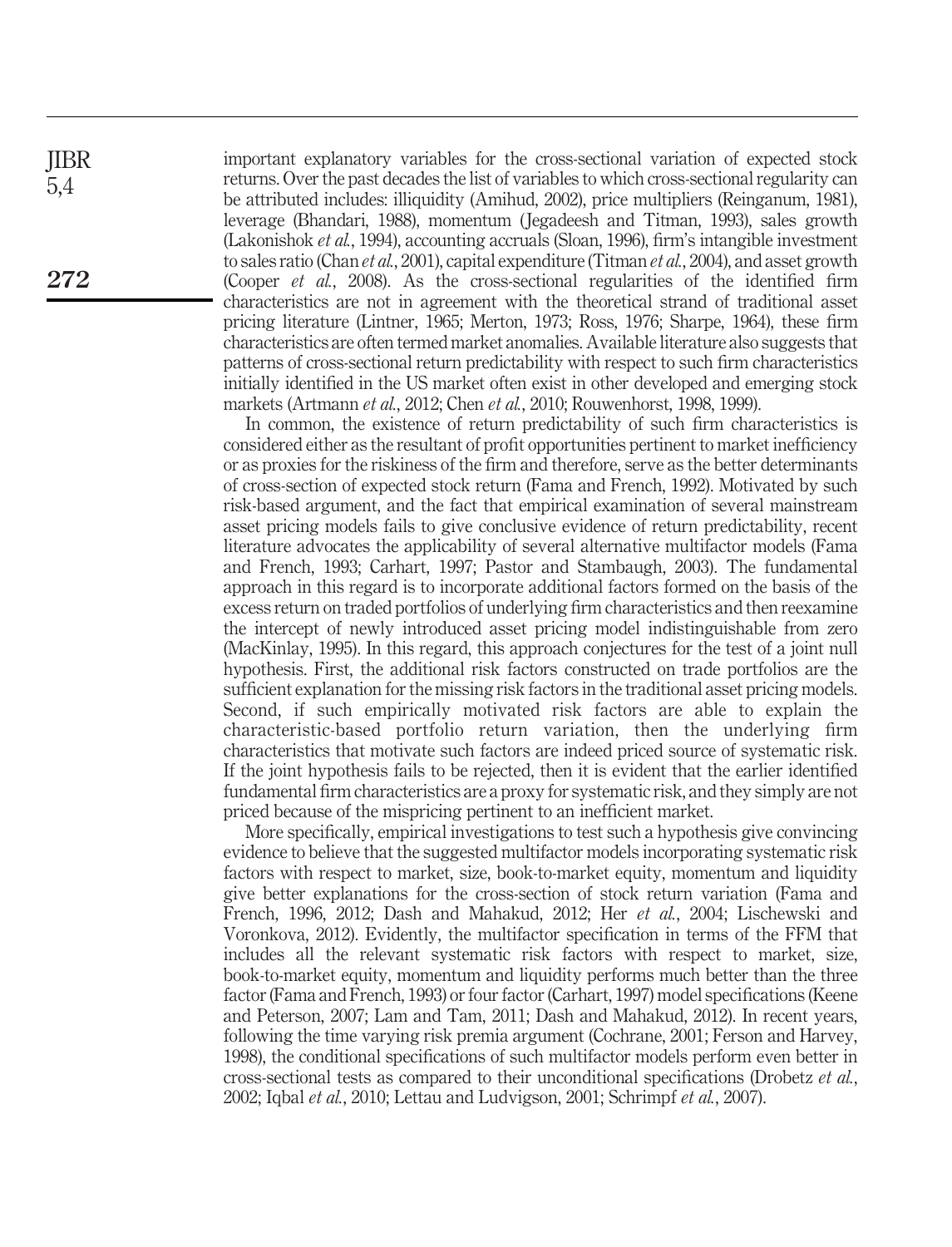important explanatory variables for the cross-sectional variation of expected stock returns. Over the past decades the list of variables to which cross-sectional regularity can be attributed includes: illiquidity (Amihud, 2002), price multipliers (Reinganum, 1981), leverage (Bhandari, 1988), momentum (Jegadeesh and Titman, 1993), sales growth (Lakonishok *et al.*, 1994), accounting accruals (Sloan, 1996), firm's intangible investment to sales ratio (Chan *et al.*, 2001), capital expenditure (Titman *et al.*, 2004), and asset growth (Cooper *et al.*, 2008). As the cross-sectional regularities of the identified firm characteristics are not in agreement with the theoretical strand of traditional asset pricing literature (Lintner, 1965; Merton, 1973; Ross, 1976; Sharpe, 1964), these firm characteristics are often termed market anomalies. Available literature also suggests that patterns of cross-sectional return predictability with respect to such firm characteristics initially identified in the US market often exist in other developed and emerging stock markets (Artmann *et al.*, 2012; Chen *et al.*, 2010; Rouwenhorst, 1998, 1999).

In common, the existence of return predictability of such firm characteristics is considered either as the resultant of profit opportunities pertinent to market inefficiency or as proxies for the riskiness of the firm and therefore, serve as the better determinants of cross-section of expected stock return (Fama and French, 1992). Motivated by such risk-based argument, and the fact that empirical examination of several mainstream asset pricing models fails to give conclusive evidence of return predictability, recent literature advocates the applicability of several alternative multifactor models (Fama and French, 1993; Carhart, 1997; Pastor and Stambaugh, 2003). The fundamental approach in this regard is to incorporate additional factors formed on the basis of the excess return on traded portfolios of underlying firm characteristics and then reexamine the intercept of newly introduced asset pricing model indistinguishable from zero (MacKinlay, 1995). In this regard, this approach conjectures for the test of a joint null hypothesis. First, the additional risk factors constructed on trade portfolios are the sufficient explanation for the missing risk factors in the traditional asset pricing models. Second, if such empirically motivated risk factors are able to explain the characteristic-based portfolio return variation, then the underlying firm characteristics that motivate such factors are indeed priced source of systematic risk. If the joint hypothesis fails to be rejected, then it is evident that the earlier identified fundamental firm characteristics are a proxy for systematic risk, and they simply are not priced because of the mispricing pertinent to an inefficient market.

More specifically, empirical investigations to test such a hypothesis give convincing evidence to believe that the suggested multifactor models incorporating systematic risk factors with respect to market, size, book-to-market equity, momentum and liquidity give better explanations for the cross-section of stock return variation (Fama and French, 1996, 2012; Dash and Mahakud, 2012; Her *et al.*, 2004; Lischewski and Voronkova, 2012). Evidently, the multifactor specification in terms of the FFM that includes all the relevant systematic risk factors with respect to market, size, book-to-market equity, momentum and liquidity performs much better than the three factor (Fama and French, 1993) or four factor (Carhart, 1997) model specifications (Keene and Peterson, 2007; Lam and Tam, 2011; Dash and Mahakud, 2012). In recent years, following the time varying risk premia argument (Cochrane, 2001; Ferson and Harvey, 1998), the conditional specifications of such multifactor models perform even better in cross-sectional tests as compared to their unconditional specifications (Drobetz *et al.*, 2002; Iqbal *et al.*, 2010; Lettau and Ludvigson, 2001; Schrimpf *et al.*, 2007).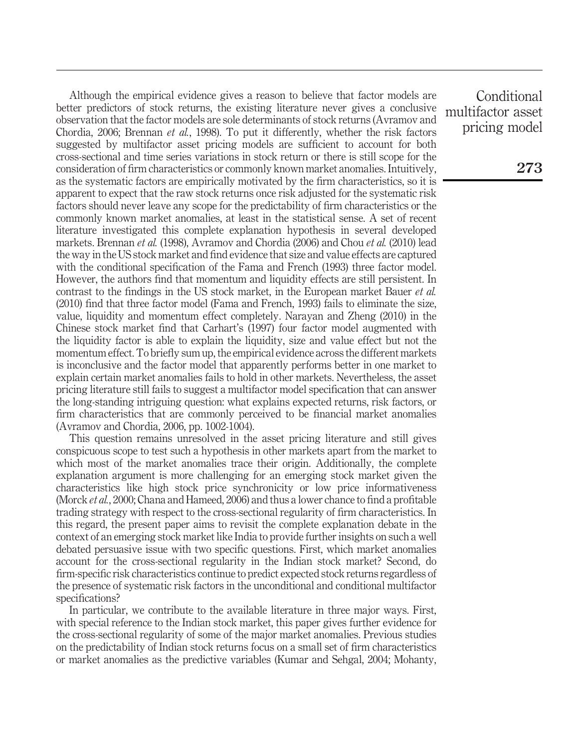Although the empirical evidence gives a reason to believe that factor models are better predictors of stock returns, the existing literature never gives a conclusive observation that the factor models are sole determinants of stock returns (Avramov and Chordia, 2006; Brennan *et al.*, 1998). To put it differently, whether the risk factors suggested by multifactor asset pricing models are sufficient to account for both cross-sectional and time series variations in stock return or there is still scope for the consideration of firm characteristics or commonly known market anomalies. Intuitively, as the systematic factors are empirically motivated by the firm characteristics, so it is apparent to expect that the raw stock returns once risk adjusted for the systematic risk factors should never leave any scope for the predictability of firm characteristics or the commonly known market anomalies, at least in the statistical sense. A set of recent literature investigated this complete explanation hypothesis in several developed markets. Brennan *et al.* (1998), Avramov and Chordia (2006) and Chou *et al.* (2010) lead the way in the US stock market and find evidence that size and value effects are captured with the conditional specification of the Fama and French (1993) three factor model. However, the authors find that momentum and liquidity effects are still persistent. In contrast to the findings in the US stock market, in the European market Bauer *et al.* (2010) find that three factor model (Fama and French, 1993) fails to eliminate the size, value, liquidity and momentum effect completely. Narayan and Zheng (2010) in the Chinese stock market find that Carhart's (1997) four factor model augmented with the liquidity factor is able to explain the liquidity, size and value effect but not the momentum effect. To briefly sum up, the empirical evidence across the different markets is inconclusive and the factor model that apparently performs better in one market to explain certain market anomalies fails to hold in other markets. Nevertheless, the asset pricing literature still fails to suggest a multifactor model specification that can answer the long-standing intriguing question: what explains expected returns, risk factors, or firm characteristics that are commonly perceived to be financial market anomalies (Avramov and Chordia, 2006, pp. 1002-1004).

This question remains unresolved in the asset pricing literature and still gives conspicuous scope to test such a hypothesis in other markets apart from the market to which most of the market anomalies trace their origin. Additionally, the complete explanation argument is more challenging for an emerging stock market given the characteristics like high stock price synchronicity or low price informativeness (Morck *et al.*, 2000; Chana and Hameed, 2006) and thus a lower chance to find a profitable trading strategy with respect to the cross-sectional regularity of firm characteristics. In this regard, the present paper aims to revisit the complete explanation debate in the context of an emerging stock market like India to provide further insights on such a well debated persuasive issue with two specific questions. First, which market anomalies account for the cross-sectional regularity in the Indian stock market? Second, do firm-specific risk characteristics continue to predict expected stock returns regardless of the presence of systematic risk factors in the unconditional and conditional multifactor specifications?

In particular, we contribute to the available literature in three major ways. First, with special reference to the Indian stock market, this paper gives further evidence for the cross-sectional regularity of some of the major market anomalies. Previous studies on the predictability of Indian stock returns focus on a small set of firm characteristics or market anomalies as the predictive variables (Kumar and Sehgal, 2004; Mohanty,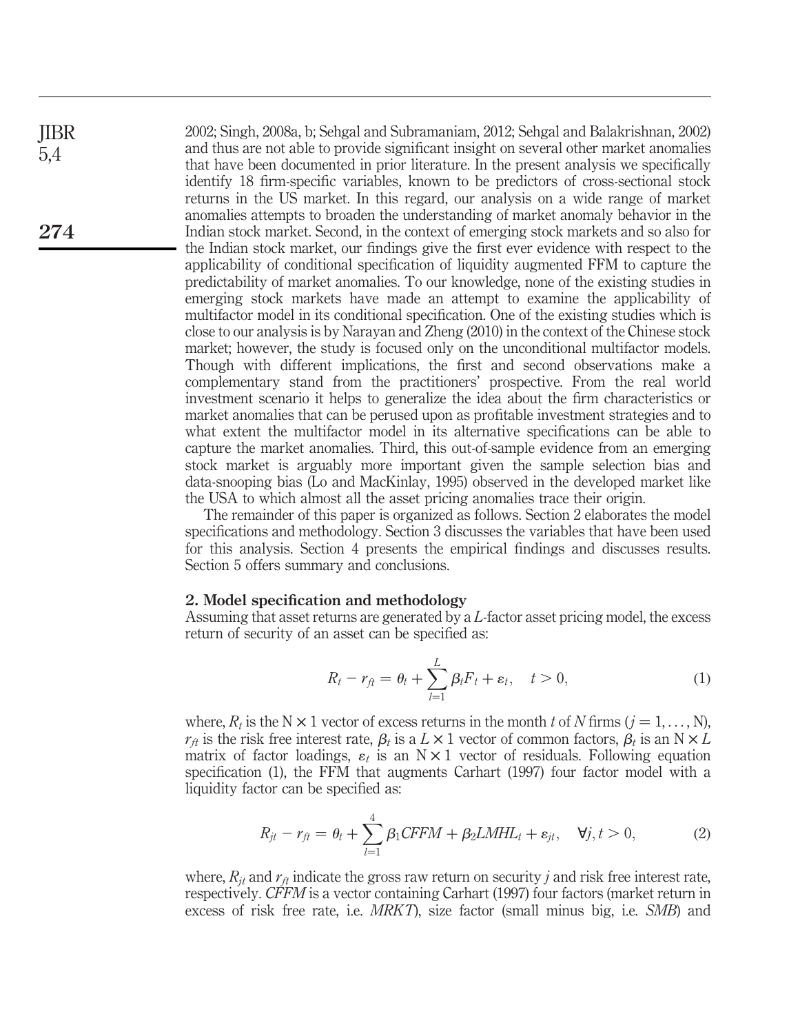2002; Singh, 2008a, b; Sehgal and Subramaniam, 2012; Sehgal and Balakrishnan, 2002) and thus are not able to provide significant insight on several other market anomalies that have been documented in prior literature. In the present analysis we specifically identify 18 firm-specific variables, known to be predictors of cross-sectional stock returns in the US market. In this regard, our analysis on a wide range of market anomalies attempts to broaden the understanding of market anomaly behavior in the Indian stock market. Second, in the context of emerging stock markets and so also for the Indian stock market, our findings give the first ever evidence with respect to the applicability of conditional specification of liquidity augmented FFM to capture the predictability of market anomalies. To our knowledge, none of the existing studies in emerging stock markets have made an attempt to examine the applicability of multifactor model in its conditional specification. One of the existing studies which is close to our analysis is by Narayan and Zheng (2010) in the context of the Chinese stock market; however, the study is focused only on the unconditional multifactor models. Though with different implications, the first and second observations make a complementary stand from the practitioners' prospective. From the real world investment scenario it helps to generalize the idea about the firm characteristics or market anomalies that can be perused upon as profitable investment strategies and to what extent the multifactor model in its alternative specifications can be able to capture the market anomalies. Third, this out-of-sample evidence from an emerging stock market is arguably more important given the sample selection bias and data-snooping bias (Lo and MacKinlay, 1995) observed in the developed market like the USA to which almost all the asset pricing anomalies trace their origin.

The remainder of this paper is organized as follows. Section 2 elaborates the model specifications and methodology. Section 3 discusses the variables that have been used for this analysis. Section 4 presents the empirical findings and discusses results. Section 5 offers summary and conclusions.

## 2. Model specification and methodology

Assuming that asset returns are generated by a $L$-factor asset pricing model, the excess return of security of an asset can be specified as:

$$R_t - r_{ft} = \theta_t + \sum_{l=1}^{L} \beta_l F_t + \varepsilon_t, \quad t > 0, \tag{1}$$

where, $R_t$ is the $N \times 1$ vector of excess returns in the month $t$ of $N$ firms ($j = 1, \ldots, N$), $r_{ft}$ is the risk free interest rate, $\beta_t$ is a $L \times 1$ vector of common factors, $\beta_t$ is an $N \times L$ matrix of factor loadings, $\varepsilon_t$ is an $N \times 1$ vector of residuals. Following equation specification (1), the FFM that augments Carhart (1997) four factor model with a liquidity factor can be specified as:

$$R_{jt} - r_{ft} = \theta_t + \sum_{l=1}^{4} \beta_1 CFFM + \beta_2 LMHL_t + \varepsilon_{jt}, \quad \forall j, t > 0, \tag{2}$$

where, $R_{jt}$ and $r_{ft}$ indicate the gross raw return on security $j$ and risk free interest rate, respectively. *CFFM* is a vector containing Carhart (1997) four factors (market return in excess of risk free rate, i.e. *MRKT*), size factor (small minus big, i.e. *SMB*) and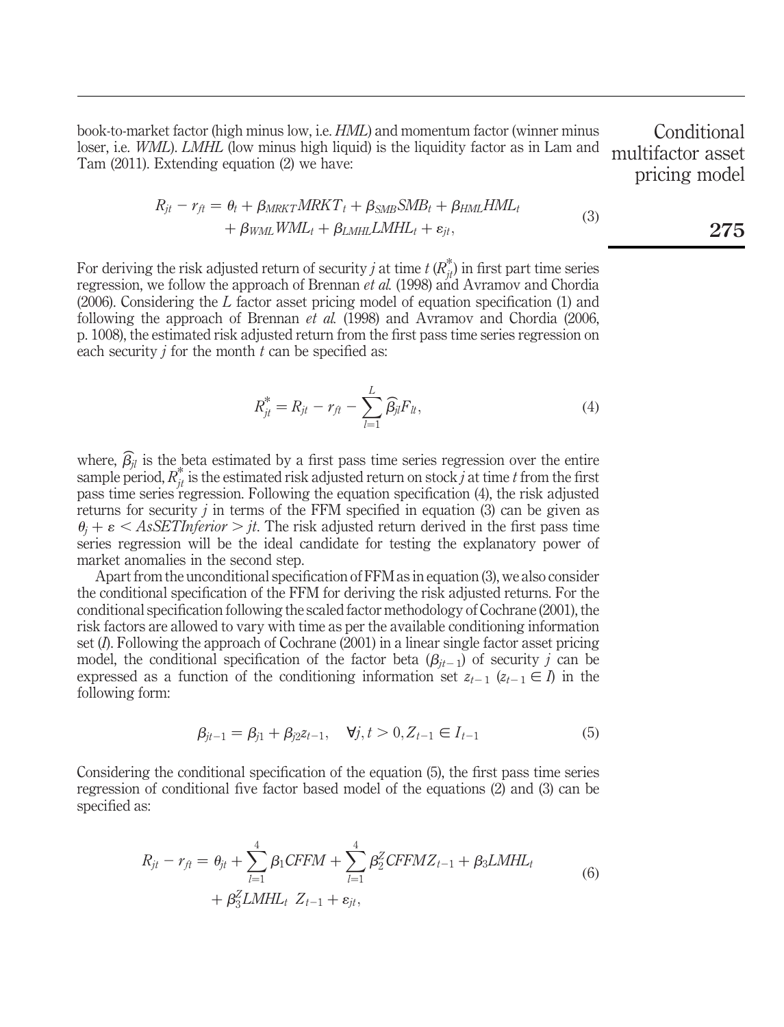book-to-market factor (high minus low, i.e. *HML*) and momentum factor (winner minus loser, i.e. *WML*). *LMHL* (low minus high liquid) is the liquidity factor as in Lam and Tam (2011). Extending equation (2) we have:

$$R_{jt} - r_{ft} = \theta_t + \beta_{MRKT} MRKT_t + \beta_{SMB} SMB_t + \beta_{HML} HML_t + \beta_{WML} WML_t + \beta_{LMHL} LMHL_t + \varepsilon_{jt}, \tag{3}$$

For deriving the risk adjusted return of security $j$ at time $t$ ($R^*_{jt}$) in first part time series regression, we follow the approach of Brennan *et al.* (1998) and Avramov and Chordia (2006). Considering the $L$ factor asset pricing model of equation specification (1) and following the approach of Brennan *et al.* (1998) and Avramov and Chordia (2006, p. 1008), the estimated risk adjusted return from the first pass time series regression on each security $j$ for the month $t$ can be specified as:

$$R^*_{jt} = R_{jt} - r_{ft} - \sum_{l=1}^{L} \widehat{\beta}_{jl} F_{lt}, \tag{4}$$

where, $\widehat{\beta}_{jl}$ is the beta estimated by a first pass time series regression over the entire sample period, $R^*_{jt}$ is the estimated risk adjusted return on stock $j$ at time $t$ from the first pass time series regression. Following the equation specification (4), the risk adjusted returns for security $j$ in terms of the FFM specified in equation (3) can be given as $\theta_j + \varepsilon < AsSETInferior > jt$. The risk adjusted return derived in the first pass time series regression will be the ideal candidate for testing the explanatory power of market anomalies in the second step.

Apart from the unconditional specification of FFM as in equation (3), we also consider the conditional specification of the FFM for deriving the risk adjusted returns. For the conditional specification following the scaled factor methodology of Cochrane (2001), the risk factors are allowed to vary with time as per the available conditioning information set ($I$). Following the approach of Cochrane (2001) in a linear single factor asset pricing model, the conditional specification of the factor beta ($\beta_{jt-1}$) of security $j$ can be expressed as a function of the conditioning information set $z_{t-1}$ ($z_{t-1} \in I$) in the following form:

$$\beta_{jt-1} = \beta_{j1} + \beta_{j2} z_{t-1}, \quad \forall j, t > 0, Z_{t-1} \in I_{t-1} \tag{5}$$

Considering the conditional specification of the equation (5), the first pass time series regression of conditional five factor based model of the equations (2) and (3) can be specified as:

$$R_{jt} - r_{ft} = \theta_{jt} + \sum_{l=1}^{4} \beta_1 CFFM + \sum_{l=1}^{4} \beta_2^Z CFFMZ_{t-1} + \beta_3 LMHL_t + \beta_3^Z LMHL_t \;\; Z_{t-1} + \varepsilon_{jt}, \tag{6}$$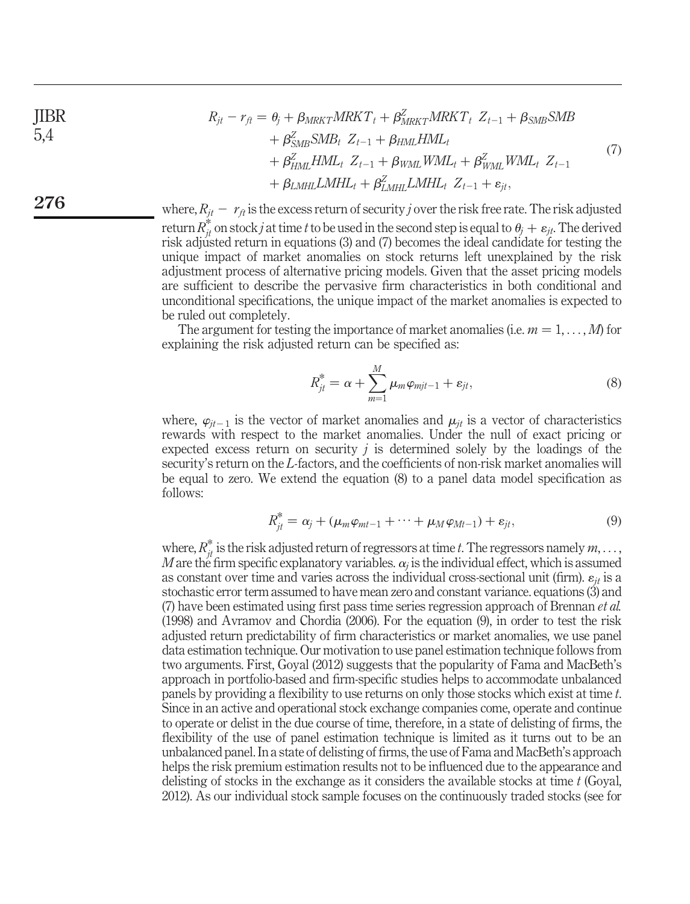$$R_{jt} - r_{ft} = \theta_j + \beta_{MRKT} MRKT_t + \beta^{Z}_{MRKT} MRKT_t \;\; Z_{t-1} + \beta_{SMB} SMB + \beta^{Z}_{SMB} SMB_t \;\; Z_{t-1} + \beta_{HML} HML_t + \beta^{Z}_{HML} HML_t \;\; Z_{t-1} + \beta_{WML} WML_t + \beta^{Z}_{WML} WML_t \;\; Z_{t-1} + \beta_{LMHL} LMHL_t + \beta^{Z}_{LMHL} LMHL_t \;\; Z_{t-1} + \varepsilon_{jt}, \tag{7}$$

where, $R_{jt} - r_{ft}$ is the excess return of security $j$ over the risk free rate. The risk adjusted return $R^{*}_{jt}$ on stock $j$ at time $t$ to be used in the second step is equal to $\theta_j + \varepsilon_{jt}$. The derived risk adjusted return in equations (3) and (7) becomes the ideal candidate for testing the unique impact of market anomalies on stock returns left unexplained by the risk adjustment process of alternative pricing models. Given that the asset pricing models are sufficient to describe the pervasive firm characteristics in both conditional and unconditional specifications, the unique impact of the market anomalies is expected to be ruled out completely.

The argument for testing the importance of market anomalies (i.e. $m = 1, \ldots, M$) for explaining the risk adjusted return can be specified as:

$$R^{*}_{jt} = \alpha + \sum_{m=1}^{M} \mu_m \varphi_{mjt-1} + \varepsilon_{jt}, \tag{8}$$

where, $\varphi_{jt-1}$ is the vector of market anomalies and $\mu_{jt}$ is a vector of characteristics rewards with respect to the market anomalies. Under the null of exact pricing or expected excess return on security $j$ is determined solely by the loadings of the security's return on the $L$-factors, and the coefficients of non-risk market anomalies will be equal to zero. We extend the equation (8) to a panel data model specification as follows:

$$R^{*}_{jt} = \alpha_j + (\mu_m \varphi_{mt-1} + \cdots + \mu_M \varphi_{Mt-1}) + \varepsilon_{jt}, \tag{9}$$

where, $R^{*}_{jt}$ is the risk adjusted return of regressors at time $t$. The regressors namely $m, \ldots, M$ are the firm specific explanatory variables. $\alpha_j$ is the individual effect, which is assumed as constant over time and varies across the individual cross-sectional unit (firm). $\varepsilon_{jt}$ is a stochastic error term assumed to have mean zero and constant variance. equations (3) and (7) have been estimated using first pass time series regression approach of Brennan *et al.* (1998) and Avramov and Chordia (2006). For the equation (9), in order to test the risk adjusted return predictability of firm characteristics or market anomalies, we use panel data estimation technique. Our motivation to use panel estimation technique follows from two arguments. First, Goyal (2012) suggests that the popularity of Fama and MacBeth's approach in portfolio-based and firm-specific studies helps to accommodate unbalanced panels by providing a flexibility to use returns on only those stocks which exist at time $t$. Since in an active and operational stock exchange companies come, operate and continue to operate or delist in the due course of time, therefore, in a state of delisting of firms, the flexibility of the use of panel estimation technique is limited as it turns out to be an unbalanced panel. In a state of delisting of firms, the use of Fama and MacBeth's approach helps the risk premium estimation results not to be influenced due to the appearance and delisting of stocks in the exchange as it considers the available stocks at time $t$ (Goyal, 2012). As our individual stock sample focuses on the continuously traded stocks (see for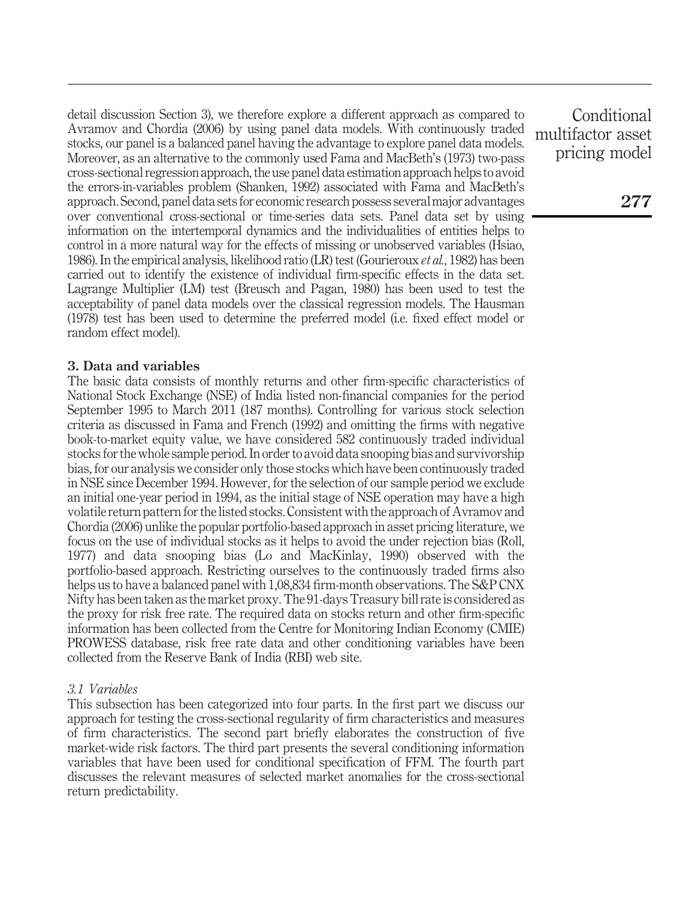detail discussion Section 3), we therefore explore a different approach as compared to Avramov and Chordia (2006) by using panel data models. With continuously traded stocks, our panel is a balanced panel having the advantage to explore panel data models. Moreover, as an alternative to the commonly used Fama and MacBeth's (1973) two-pass cross-sectional regression approach, the use panel data estimation approach helps to avoid the errors-in-variables problem (Shanken, 1992) associated with Fama and MacBeth's approach. Second, panel data sets for economic research possess several major advantages over conventional cross-sectional or time-series data sets. Panel data set by using information on the intertemporal dynamics and the individualities of entities helps to control in a more natural way for the effects of missing or unobserved variables (Hsiao, 1986). In the empirical analysis, likelihood ratio (LR) test (Gourieroux *et al.*, 1982) has been carried out to identify the existence of individual firm-specific effects in the data set. Lagrange Multiplier (LM) test (Breusch and Pagan, 1980) has been used to test the acceptability of panel data models over the classical regression models. The Hausman (1978) test has been used to determine the preferred model (i.e. fixed effect model or random effect model).

## 3. Data and variables

The basic data consists of monthly returns and other firm-specific characteristics of National Stock Exchange (NSE) of India listed non-financial companies for the period September 1995 to March 2011 (187 months). Controlling for various stock selection criteria as discussed in Fama and French (1992) and omitting the firms with negative book-to-market equity value, we have considered 582 continuously traded individual stocks for the whole sample period. In order to avoid data snooping bias and survivorship bias, for our analysis we consider only those stocks which have been continuously traded in NSE since December 1994. However, for the selection of our sample period we exclude an initial one-year period in 1994, as the initial stage of NSE operation may have a high volatile return pattern for the listed stocks. Consistent with the approach of Avramov and Chordia (2006) unlike the popular portfolio-based approach in asset pricing literature, we focus on the use of individual stocks as it helps to avoid the under rejection bias (Roll, 1977) and data snooping bias (Lo and MacKinlay, 1990) observed with the portfolio-based approach. Restricting ourselves to the continuously traded firms also helps us to have a balanced panel with 1,08,834 firm-month observations. The S&P CNX Nifty has been taken as the market proxy. The 91-days Treasury bill rate is considered as the proxy for risk free rate. The required data on stocks return and other firm-specific information has been collected from the Centre for Monitoring Indian Economy (CMIE) PROWESS database, risk free rate data and other conditioning variables have been collected from the Reserve Bank of India (RBI) web site.

### *3.1 Variables*

This subsection has been categorized into four parts. In the first part we discuss our approach for testing the cross-sectional regularity of firm characteristics and measures of firm characteristics. The second part briefly elaborates the construction of five market-wide risk factors. The third part presents the several conditioning information variables that have been used for conditional specification of FFM. The fourth part discusses the relevant measures of selected market anomalies for the cross-sectional return predictability.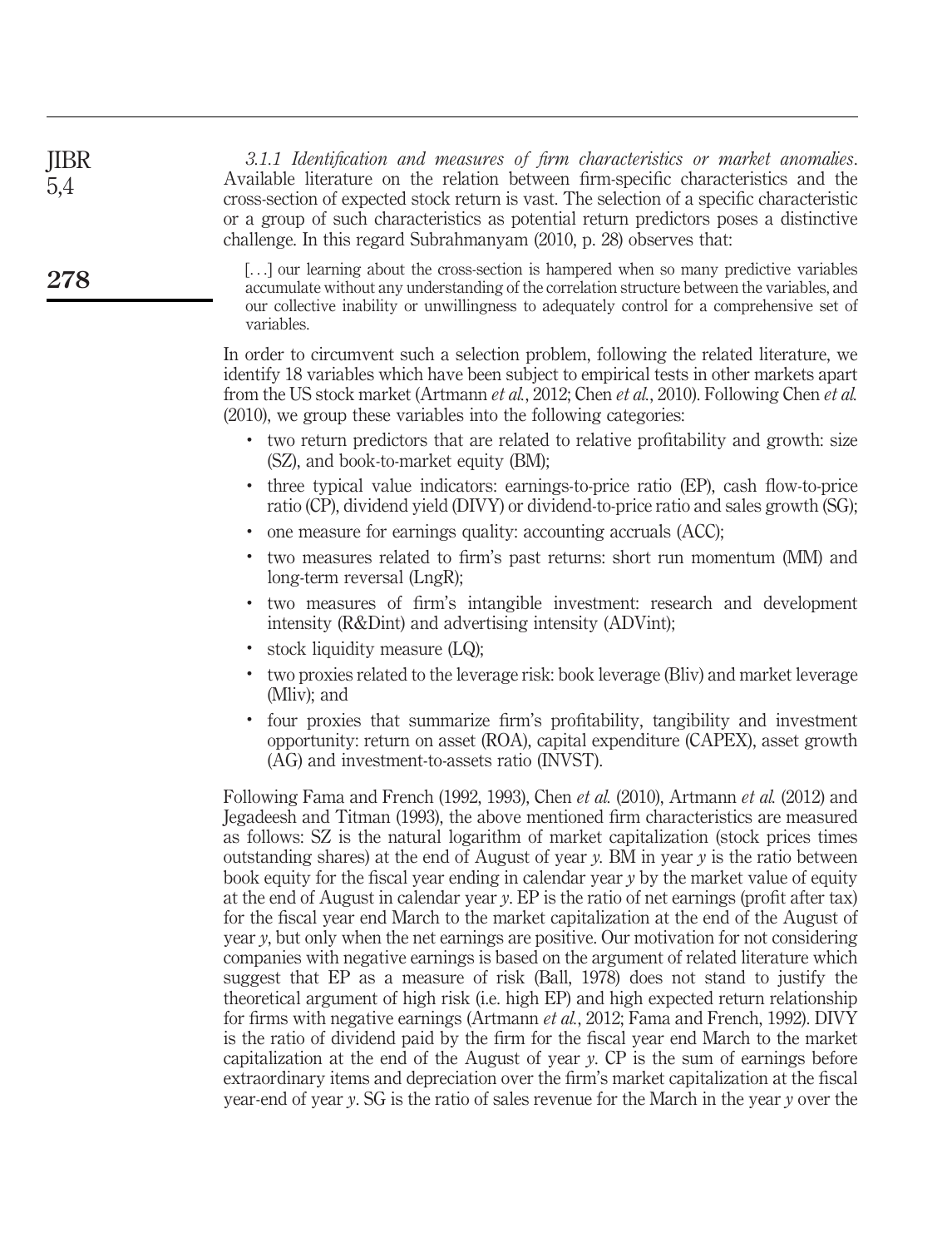*3.1.1 Identification and measures of firm characteristics or market anomalies*. Available literature on the relation between firm-specific characteristics and the cross-section of expected stock return is vast. The selection of a specific characteristic or a group of such characteristics as potential return predictors poses a distinctive challenge. In this regard Subrahmanyam (2010, p. 28) observes that:

> [...] our learning about the cross-section is hampered when so many predictive variables accumulate without any understanding of the correlation structure between the variables, and our collective inability or unwillingness to adequately control for a comprehensive set of variables.

In order to circumvent such a selection problem, following the related literature, we identify 18 variables which have been subject to empirical tests in other markets apart from the US stock market (Artmann *et al.*, 2012; Chen *et al.*, 2010). Following Chen *et al.* (2010), we group these variables into the following categories:

- two return predictors that are related to relative profitability and growth: size (SZ), and book-to-market equity (BM);
- three typical value indicators: earnings-to-price ratio (EP), cash flow-to-price ratio (CP), dividend yield (DIVY) or dividend-to-price ratio and sales growth (SG);
- one measure for earnings quality: accounting accruals (ACC);
- two measures related to firm's past returns: short run momentum (MM) and long-term reversal (LngR);
- two measures of firm's intangible investment: research and development intensity (R&Dint) and advertising intensity (ADVint);
- stock liquidity measure (LQ);
- two proxies related to the leverage risk: book leverage (Bliv) and market leverage (Mliv); and
- four proxies that summarize firm's profitability, tangibility and investment opportunity: return on asset (ROA), capital expenditure (CAPEX), asset growth (AG) and investment-to-assets ratio (INVST).

Following Fama and French (1992, 1993), Chen *et al.* (2010), Artmann *et al.* (2012) and Jegadeesh and Titman (1993), the above mentioned firm characteristics are measured as follows: SZ is the natural logarithm of market capitalization (stock prices times outstanding shares) at the end of August of year *y*. BM in year *y* is the ratio between book equity for the fiscal year ending in calendar year *y* by the market value of equity at the end of August in calendar year *y*. EP is the ratio of net earnings (profit after tax) for the fiscal year end March to the market capitalization at the end of the August of year *y*, but only when the net earnings are positive. Our motivation for not considering companies with negative earnings is based on the argument of related literature which suggest that EP as a measure of risk (Ball, 1978) does not stand to justify the theoretical argument of high risk (i.e. high EP) and high expected return relationship for firms with negative earnings (Artmann *et al.*, 2012; Fama and French, 1992). DIVY is the ratio of dividend paid by the firm for the fiscal year end March to the market capitalization at the end of the August of year *y*. CP is the sum of earnings before extraordinary items and depreciation over the firm's market capitalization at the fiscal year-end of year *y*. SG is the ratio of sales revenue for the March in the year *y* over the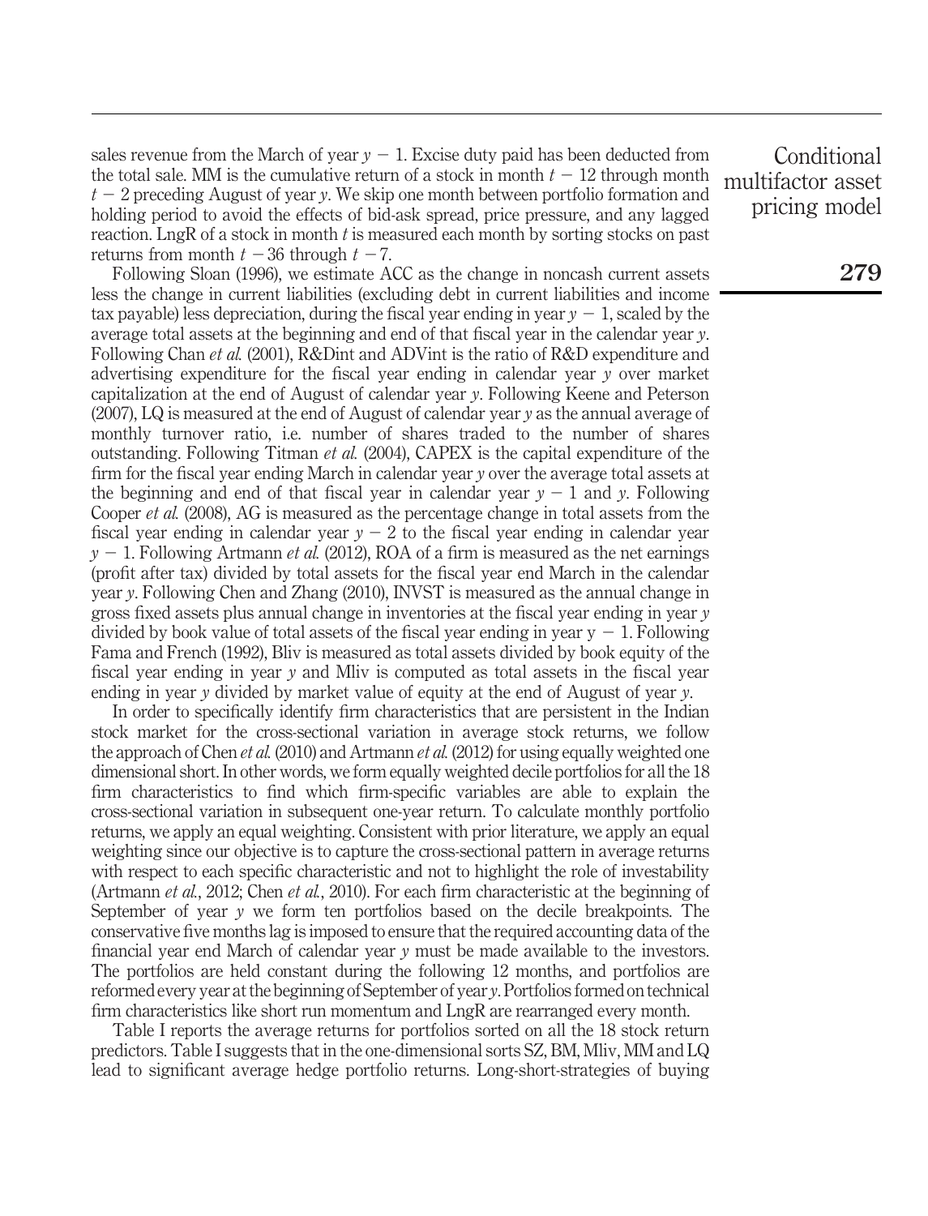sales revenue from the March of year $y - 1$. Excise duty paid has been deducted from the total sale. MM is the cumulative return of a stock in month $t - 12$ through month $t - 2$ preceding August of year $y$. We skip one month between portfolio formation and holding period to avoid the effects of bid-ask spread, price pressure, and any lagged reaction. LngR of a stock in month $t$ is measured each month by sorting stocks on past returns from month $t - 36$ through $t - 7$.

Following Sloan (1996), we estimate ACC as the change in noncash current assets less the change in current liabilities (excluding debt in current liabilities and income tax payable) less depreciation, during the fiscal year ending in year $y - 1$, scaled by the average total assets at the beginning and end of that fiscal year in the calendar year $y$. Following Chan *et al.* (2001), R&Dint and ADVint is the ratio of R&D expenditure and advertising expenditure for the fiscal year ending in calendar year $y$ over market capitalization at the end of August of calendar year $y$. Following Keene and Peterson (2007), LQ is measured at the end of August of calendar year $y$ as the annual average of monthly turnover ratio, i.e. number of shares traded to the number of shares outstanding. Following Titman *et al.* (2004), CAPEX is the capital expenditure of the firm for the fiscal year ending March in calendar year $y$ over the average total assets at the beginning and end of that fiscal year in calendar year $y - 1$ and $y$. Following Cooper *et al.* (2008), AG is measured as the percentage change in total assets from the fiscal year ending in calendar year $y - 2$ to the fiscal year ending in calendar year $y - 1$. Following Artmann *et al.* (2012), ROA of a firm is measured as the net earnings (profit after tax) divided by total assets for the fiscal year end March in the calendar year $y$. Following Chen and Zhang (2010), INVST is measured as the annual change in gross fixed assets plus annual change in inventories at the fiscal year ending in year $y$ divided by book value of total assets of the fiscal year ending in year $y - 1$. Following Fama and French (1992), Bliv is measured as total assets divided by book equity of the fiscal year ending in year $y$ and Mliv is computed as total assets in the fiscal year ending in year $y$ divided by market value of equity at the end of August of year $y$.

In order to specifically identify firm characteristics that are persistent in the Indian stock market for the cross-sectional variation in average stock returns, we follow the approach of Chen *et al.* (2010) and Artmann *et al.* (2012) for using equally weighted one dimensional short. In other words, we form equally weighted decile portfolios for all the 18 firm characteristics to find which firm-specific variables are able to explain the cross-sectional variation in subsequent one-year return. To calculate monthly portfolio returns, we apply an equal weighting. Consistent with prior literature, we apply an equal weighting since our objective is to capture the cross-sectional pattern in average returns with respect to each specific characteristic and not to highlight the role of investability (Artmann *et al.*, 2012; Chen *et al.*, 2010). For each firm characteristic at the beginning of September of year $y$ we form ten portfolios based on the decile breakpoints. The conservative five months lag is imposed to ensure that the required accounting data of the financial year end March of calendar year $y$ must be made available to the investors. The portfolios are held constant during the following 12 months, and portfolios are reformed every year at the beginning of September of year $y$. Portfolios formed on technical firm characteristics like short run momentum and LngR are rearranged every month.

Table I reports the average returns for portfolios sorted on all the 18 stock return predictors. Table I suggests that in the one-dimensional sorts SZ, BM, Mliv, MM and LQ lead to significant average hedge portfolio returns. Long-short-strategies of buying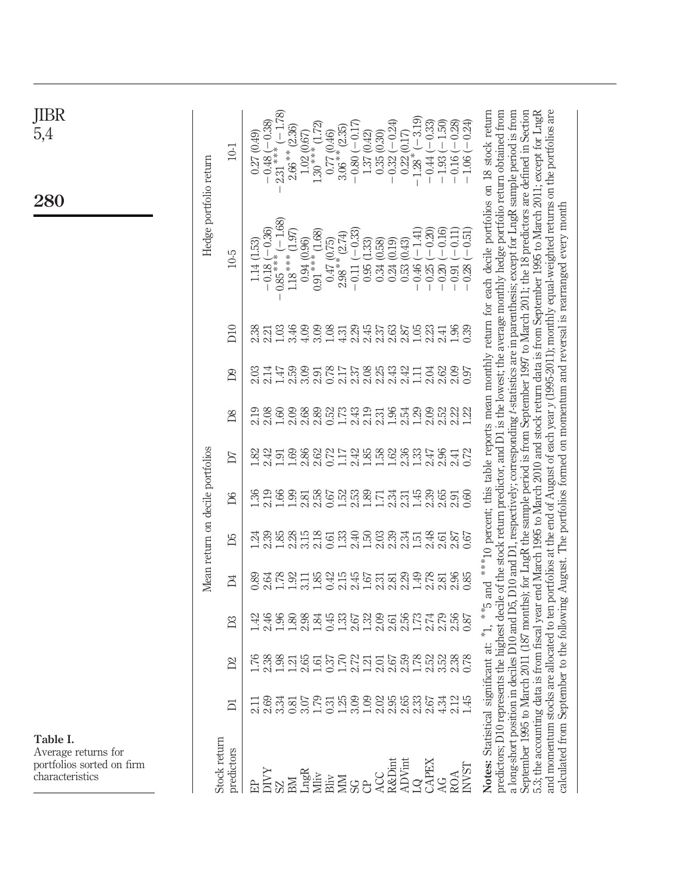**Table I.** Average returns for portfolios sorted on firm characteristics

| Stock return predictors | Mean return on decile portfolios | | | | | | | | | | Hedge portfolio return | |
|---|---|---|---|---|---|---|---|---|---|---|---|---|
| | D1 | D2 | D3 | D4 | D5 | D6 | D7 | D8 | D9 | D10 | 10-5 | 10-1 |
| EP | 2.11 | 1.76 | 1.42 | 0.89 | 1.24 | 1.36 | 1.82 | 2.19 | 2.03 | 2.38 | 1.14 (1.53) | 0.27 (0.49) |
| DIVY | 2.69 | 2.38 | 2.46 | 2.64 | 2.39 | 2.19 | 2.42 | 2.08 | 2.14 | 2.21 | −0.18 (−0.36) | −0.48 (−0.38) |
| SZ | 3.34 | 1.98 | 1.96 | 1.78 | 1.85 | 1.66 | 1.91 | 1.60 | 1.47 | 1.03 | −0.85*** (−1.68) | −2.31*** (−1.78) |
| BM | 0.81 | 1.21 | 1.80 | 1.92 | 2.28 | 1.99 | 1.69 | 2.09 | 2.59 | 3.46 | 1.18*** (1.97) | 2.66** (2.36) |
| LngR | 3.07 | 2.65 | 2.98 | 3.11 | 3.15 | 2.81 | 2.86 | 2.68 | 3.09 | 4.09 | 0.94 (0.96) | 1.02 (0.67) |
| Mliv | 1.79 | 1.61 | 1.84 | 1.85 | 2.18 | 2.58 | 2.62 | 2.89 | 2.91 | 3.09 | 0.91*** (1.68) | 1.30*** (1.72) |
| Bliv | 0.31 | 0.37 | 0.45 | 0.42 | 0.61 | 0.67 | 0.72 | 0.52 | 0.78 | 1.08 | 0.47 (0.75) | 0.77 (0.46) |
| MM | 1.25 | 1.70 | 1.33 | 2.15 | 1.33 | 1.52 | 1.17 | 1.73 | 2.17 | 4.31 | 2.98** (2.74) | 3.06** (2.35) |
| SG | 3.09 | 2.72 | 2.67 | 2.45 | 2.40 | 2.53 | 2.42 | 2.43 | 2.37 | 2.29 | −0.11 (−0.33) | −0.80 (−0.17) |
| CP | 1.09 | 1.21 | 1.32 | 1.67 | 1.50 | 1.89 | 1.85 | 2.19 | 2.08 | 2.45 | 0.95 (1.33) | 1.37 (0.42) |
| ACC | 2.02 | 2.01 | 2.09 | 2.31 | 2.03 | 1.71 | 1.58 | 2.31 | 2.25 | 2.37 | 0.34 (0.58) | 0.35 (0.30) |
| R&Dint | 2.95 | 2.67 | 2.61 | 2.81 | 2.39 | 2.34 | 1.62 | 1.96 | 2.43 | 2.63 | 0.24 (0.19) | −0.32 (−0.24) |
| ADVint | 2.65 | 2.59 | 2.56 | 2.29 | 2.34 | 2.31 | 2.36 | 2.54 | 2.42 | 2.87 | 0.53 (0.43) | 0.22 (0.17) |
| LQ | 2.33 | 1.78 | 1.73 | 1.49 | 1.51 | 1.45 | 1.33 | 1.29 | 1.11 | 1.05 | −0.46 (−1.41) | −1.28* (−3.19) |
| CAPEX | 2.67 | 2.52 | 2.74 | 2.78 | 2.48 | 2.39 | 2.47 | 2.09 | 2.04 | 2.23 | −0.25 (−0.20) | −0.44 (−0.33) |
| AG | 4.34 | 3.52 | 2.79 | 2.81 | 2.61 | 2.65 | 2.96 | 2.52 | 2.62 | 2.41 | −0.20 (−0.16) | −1.93 (−1.50) |
| ROA | 2.12 | 2.38 | 2.56 | 2.96 | 2.87 | 2.91 | 2.41 | 2.22 | 2.09 | 1.96 | −0.91 (−0.11) | −0.16 (−0.28) |
| INVST | 1.45 | 0.78 | 0.87 | 0.85 | 0.67 | 0.60 | 0.72 | 1.22 | 0.97 | 0.39 | −0.28 (−0.51) | −1.06 (−0.24) |

**Notes:** Statistical significant at: *1, **5 and ***10 percent; this table reports mean monthly return for each decile portfolios on 18 stock return predictors; D10 represents the highest decile of the stock return predictor, and D1 is the lowest; the average monthly hedge portfolio return obtained from a long-short position in deciles D10 and D5, D10 and D1, respectively; corresponding *t*-statistics are in parenthesis; except for LngR sample period is from September 1995 to March 2011 (187 months); for LngR the sample period is from September 1997 to March 2011; the 18 predictors are defined in Section 5.3; the accounting data is from fiscal year end March 1995 to March 2010 and stock return data is from September 1995 to March 2011; except for LngR and momentum stocks are allocated to ten portfolios at the end of August of each year *y* (1995-2011); monthly equal-weighted returns on the portfolios are calculated from September to the following August. The portfolios formed on momentum and reversal is rearranged every month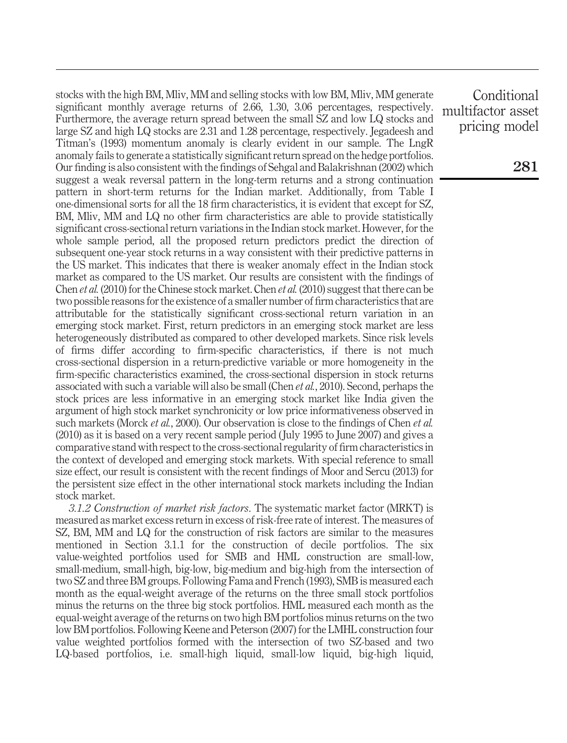stocks with the high BM, Mliv, MM and selling stocks with low BM, Mliv, MM generate significant monthly average returns of 2.66, 1.30, 3.06 percentages, respectively. Furthermore, the average return spread between the small SZ and low LQ stocks and large SZ and high LQ stocks are 2.31 and 1.28 percentage, respectively. Jegadeesh and Titman's (1993) momentum anomaly is clearly evident in our sample. The LngR anomaly fails to generate a statistically significant return spread on the hedge portfolios. Our finding is also consistent with the findings of Sehgal and Balakrishnan (2002) which suggest a weak reversal pattern in the long-term returns and a strong continuation pattern in short-term returns for the Indian market. Additionally, from Table I one-dimensional sorts for all the 18 firm characteristics, it is evident that except for SZ, BM, Mliv, MM and LQ no other firm characteristics are able to provide statistically significant cross-sectional return variations in the Indian stock market. However, for the whole sample period, all the proposed return predictors predict the direction of subsequent one-year stock returns in a way consistent with their predictive patterns in the US market. This indicates that there is weaker anomaly effect in the Indian stock market as compared to the US market. Our results are consistent with the findings of Chen *et al.* (2010) for the Chinese stock market. Chen *et al.* (2010) suggest that there can be two possible reasons for the existence of a smaller number of firm characteristics that are attributable for the statistically significant cross-sectional return variation in an emerging stock market. First, return predictors in an emerging stock market are less heterogeneously distributed as compared to other developed markets. Since risk levels of firms differ according to firm-specific characteristics, if there is not much cross-sectional dispersion in a return-predictive variable or more homogeneity in the firm-specific characteristics examined, the cross-sectional dispersion in stock returns associated with such a variable will also be small (Chen *et al.*, 2010). Second, perhaps the stock prices are less informative in an emerging stock market like India given the argument of high stock market synchronicity or low price informativeness observed in such markets (Morck *et al.*, 2000). Our observation is close to the findings of Chen *et al.* (2010) as it is based on a very recent sample period (July 1995 to June 2007) and gives a comparative stand with respect to the cross-sectional regularity of firm characteristics in the context of developed and emerging stock markets. With special reference to small size effect, our result is consistent with the recent findings of Moor and Sercu (2013) for the persistent size effect in the other international stock markets including the Indian stock market.

*3.1.2 Construction of market risk factors*. The systematic market factor (MRKT) is measured as market excess return in excess of risk-free rate of interest. The measures of SZ, BM, MM and LQ for the construction of risk factors are similar to the measures mentioned in Section 3.1.1 for the construction of decile portfolios. The six value-weighted portfolios used for SMB and HML construction are small-low, small-medium, small-high, big-low, big-medium and big-high from the intersection of two SZ and three BM groups. Following Fama and French (1993), SMB is measured each month as the equal-weight average of the returns on the three small stock portfolios minus the returns on the three big stock portfolios. HML measured each month as the equal-weight average of the returns on two high BM portfolios minus returns on the two low BM portfolios. Following Keene and Peterson (2007) for the LMHL construction four value weighted portfolios formed with the intersection of two SZ-based and two LQ-based portfolios, i.e. small-high liquid, small-low liquid, big-high liquid,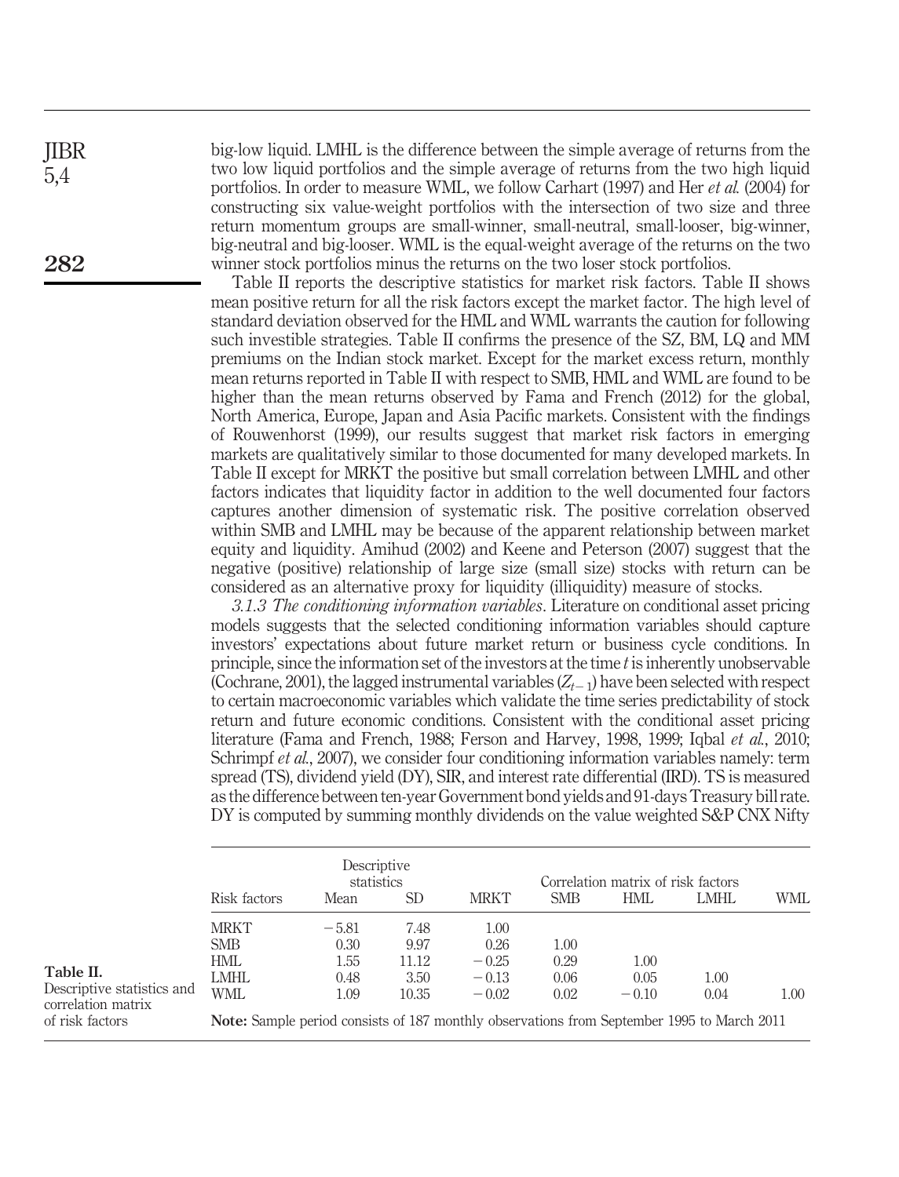big-low liquid. LMHL is the difference between the simple average of returns from the two low liquid portfolios and the simple average of returns from the two high liquid portfolios. In order to measure WML, we follow Carhart (1997) and Her *et al.* (2004) for constructing six value-weight portfolios with the intersection of two size and three return momentum groups are small-winner, small-neutral, small-looser, big-winner, big-neutral and big-looser. WML is the equal-weight average of the returns on the two winner stock portfolios minus the returns on the two loser stock portfolios.

Table II reports the descriptive statistics for market risk factors. Table II shows mean positive return for all the risk factors except the market factor. The high level of standard deviation observed for the HML and WML warrants the caution for following such investible strategies. Table II confirms the presence of the SZ, BM, LQ and MM premiums on the Indian stock market. Except for the market excess return, monthly mean returns reported in Table II with respect to SMB, HML and WML are found to be higher than the mean returns observed by Fama and French (2012) for the global, North America, Europe, Japan and Asia Pacific markets. Consistent with the findings of Rouwenhorst (1999), our results suggest that market risk factors in emerging markets are qualitatively similar to those documented for many developed markets. In Table II except for MRKT the positive but small correlation between LMHL and other factors indicates that liquidity factor in addition to the well documented four factors captures another dimension of systematic risk. The positive correlation observed within SMB and LMHL may be because of the apparent relationship between market equity and liquidity. Amihud (2002) and Keene and Peterson (2007) suggest that the negative (positive) relationship of large size (small size) stocks with return can be considered as an alternative proxy for liquidity (illiquidity) measure of stocks.

*3.1.3 The conditioning information variables*. Literature on conditional asset pricing models suggests that the selected conditioning information variables should capture investors' expectations about future market return or business cycle conditions. In principle, since the information set of the investors at the time $t$ is inherently unobservable (Cochrane, 2001), the lagged instrumental variables ($Z_{t-1}$) have been selected with respect to certain macroeconomic variables which validate the time series predictability of stock return and future economic conditions. Consistent with the conditional asset pricing literature (Fama and French, 1988; Ferson and Harvey, 1998, 1999; Iqbal *et al.*, 2010; Schrimpf *et al.*, 2007), we consider four conditioning information variables namely: term spread (TS), dividend yield (DY), SIR, and interest rate differential (IRD). TS is measured as the difference between ten-year Government bond yields and 91-days Treasury bill rate. DY is computed by summing monthly dividends on the value weighted S&P CNX Nifty

**Table II.** Descriptive statistics and correlation matrix of risk factors

| Risk factors | Descriptive statistics | | Correlation matrix of risk factors | | | | |
|---|---|---|---|---|---|---|---|
| | Mean | SD | MRKT | SMB | HML | LMHL | WML |
| MRKT | −5.81 | 7.48 | 1.00 | | | | |
| SMB | 0.30 | 9.97 | 0.26 | 1.00 | | | |
| HML | 1.55 | 11.12 | −0.25 | 0.29 | 1.00 | | |
| LMHL | 0.48 | 3.50 | −0.13 | 0.06 | 0.05 | 1.00 | |
| WML | 1.09 | 10.35 | −0.02 | 0.02 | −0.10 | 0.04 | 1.00 |

**Note:** Sample period consists of 187 monthly observations from September 1995 to March 2011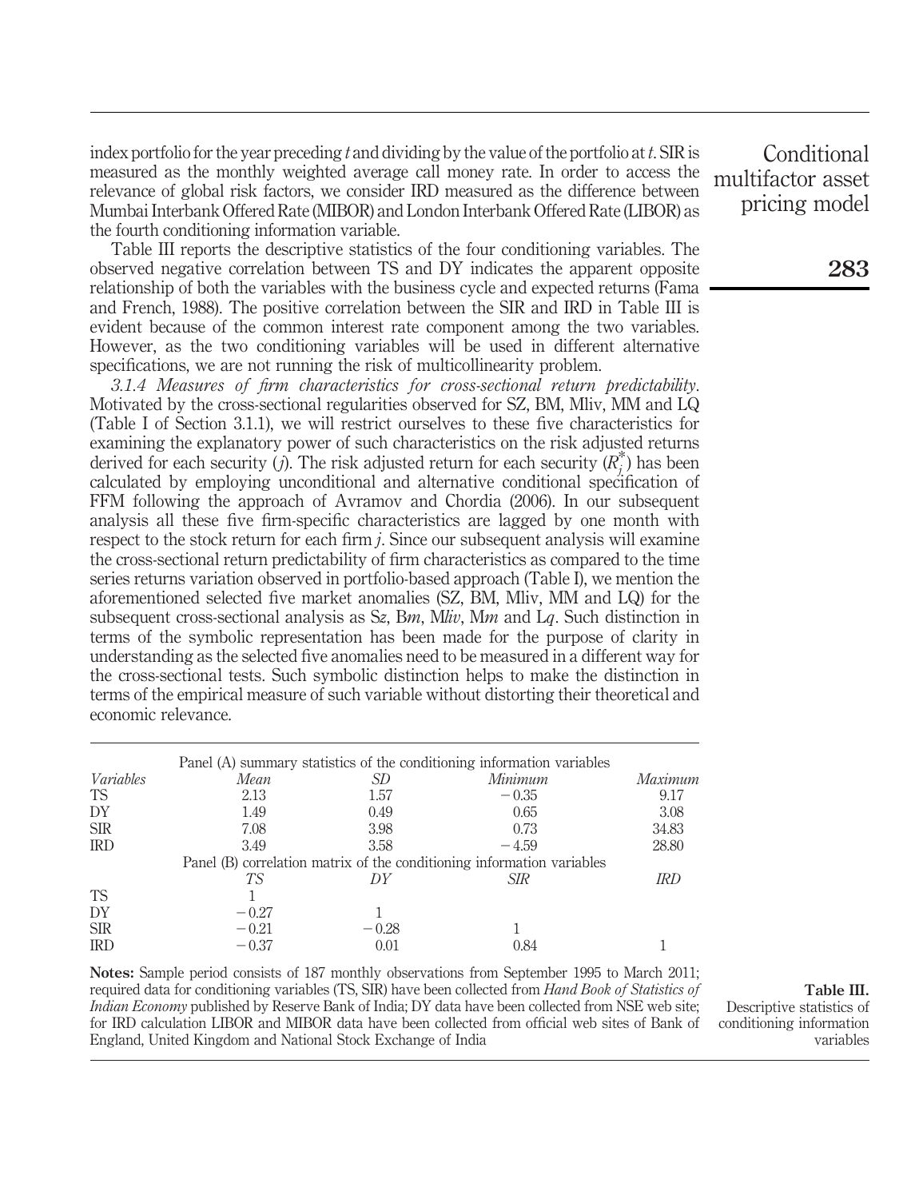index portfolio for the year preceding $t$ and dividing by the value of the portfolio at $t$. SIR is measured as the monthly weighted average call money rate. In order to access the relevance of global risk factors, we consider IRD measured as the difference between Mumbai Interbank Offered Rate (MIBOR) and London Interbank Offered Rate (LIBOR) as the fourth conditioning information variable.

Table III reports the descriptive statistics of the four conditioning variables. The observed negative correlation between TS and DY indicates the apparent opposite relationship of both the variables with the business cycle and expected returns (Fama and French, 1988). The positive correlation between the SIR and IRD in Table III is evident because of the common interest rate component among the two variables. However, as the two conditioning variables will be used in different alternative specifications, we are not running the risk of multicollinearity problem.

*3.1.4 Measures of firm characteristics for cross-sectional return predictability.* Motivated by the cross-sectional regularities observed for SZ, BM, Mliv, MM and LQ (Table I of Section 3.1.1), we will restrict ourselves to these five characteristics for examining the explanatory power of such characteristics on the risk adjusted returns derived for each security ($j$). The risk adjusted return for each security ($R_j^*$) has been calculated by employing unconditional and alternative conditional specification of FFM following the approach of Avramov and Chordia (2006). In our subsequent analysis all these five firm-specific characteristics are lagged by one month with respect to the stock return for each firm $j$. Since our subsequent analysis will examine the cross-sectional return predictability of firm characteristics as compared to the time series returns variation observed in portfolio-based approach (Table I), we mention the aforementioned selected five market anomalies (SZ, BM, Mliv, MM and LQ) for the subsequent cross-sectional analysis as S*z*, B*m*, M*liv*, M*m* and L*q*. Such distinction in terms of the symbolic representation has been made for the purpose of clarity in understanding as the selected five anomalies need to be measured in a different way for the cross-sectional tests. Such symbolic distinction helps to make the distinction in terms of the empirical measure of such variable without distorting their theoretical and economic relevance.

| Panel (A) summary statistics of the conditioning information variables | | | | |
|---|---|---|---|---|
| *Variables* | *Mean* | *SD* | *Minimum* | *Maximum* |
| TS | 2.13 | 1.57 | −0.35 | 9.17 |
| DY | 1.49 | 0.49 | 0.65 | 3.08 |
| SIR | 7.08 | 3.98 | 0.73 | 34.83 |
| IRD | 3.49 | 3.58 | −4.59 | 28.80 |
| **Panel (B) correlation matrix of the conditioning information variables** | | | | |
| | *TS* | *DY* | *SIR* | *IRD* |
| TS | 1 | | | |
| DY | −0.27 | 1 | | |
| SIR | −0.21 | −0.28 | 1 | |
| IRD | −0.37 | 0.01 | 0.84 | 1 |

**Notes:** Sample period consists of 187 monthly observations from September 1995 to March 2011; required data for conditioning variables (TS, SIR) have been collected from *Hand Book of Statistics of Indian Economy* published by Reserve Bank of India; DY data have been collected from NSE web site; for IRD calculation LIBOR and MIBOR data have been collected from official web sites of Bank of England, United Kingdom and National Stock Exchange of India

**Table III.** Descriptive statistics of conditioning information variables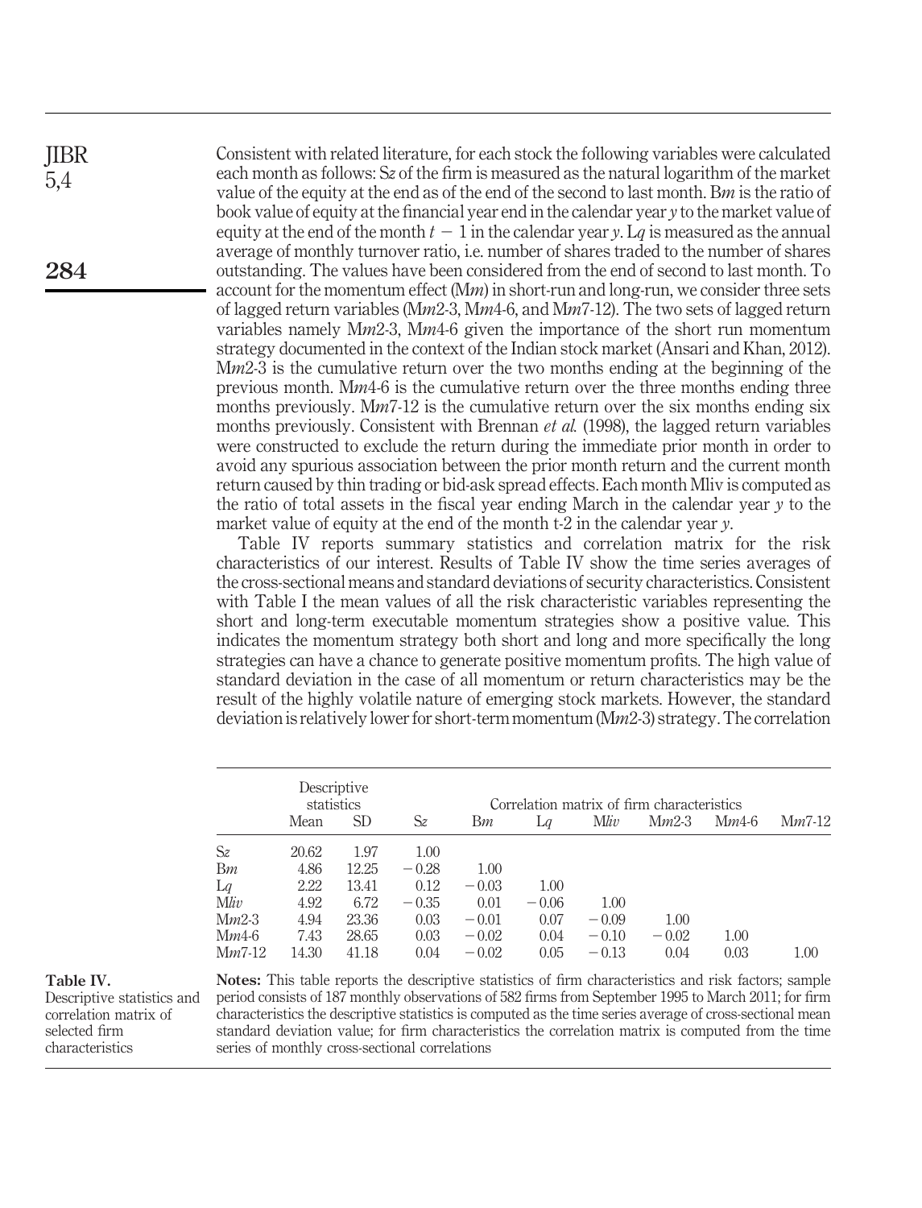Consistent with related literature, for each stock the following variables were calculated each month as follows: S*z* of the firm is measured as the natural logarithm of the market value of the equity at the end as of the end of the second to last month. B*m* is the ratio of book value of equity at the financial year end in the calendar year *y* to the market value of equity at the end of the month $t - 1$ in the calendar year *y*. L*q* is measured as the annual average of monthly turnover ratio, i.e. number of shares traded to the number of shares outstanding. The values have been considered from the end of second to last month. To account for the momentum effect (M*m*) in short-run and long-run, we consider three sets of lagged return variables (M*m*2-3, M*m*4-6, and M*m*7-12). The two sets of lagged return variables namely M*m*2-3, M*m*4-6 given the importance of the short run momentum strategy documented in the context of the Indian stock market (Ansari and Khan, 2012). M*m*2-3 is the cumulative return over the two months ending at the beginning of the previous month. M*m*4-6 is the cumulative return over the three months ending three months previously. M*m*7-12 is the cumulative return over the six months ending six months previously. Consistent with Brennan *et al.* (1998), the lagged return variables were constructed to exclude the return during the immediate prior month in order to avoid any spurious association between the prior month return and the current month return caused by thin trading or bid-ask spread effects. Each month Mliv is computed as the ratio of total assets in the fiscal year ending March in the calendar year *y* to the market value of equity at the end of the month t-2 in the calendar year *y*.

Table IV reports summary statistics and correlation matrix for the risk characteristics of our interest. Results of Table IV show the time series averages of the cross-sectional means and standard deviations of security characteristics. Consistent with Table I the mean values of all the risk characteristic variables representing the short and long-term executable momentum strategies show a positive value. This indicates the momentum strategy both short and long and more specifically the long strategies can have a chance to generate positive momentum profits. The high value of standard deviation in the case of all momentum or return characteristics may be the result of the highly volatile nature of emerging stock markets. However, the standard deviation is relatively lower for short-term momentum (M*m*2-3) strategy. The correlation

**Table IV.** Descriptive statistics and correlation matrix of selected firm characteristics

| | Descriptive statistics | | Correlation matrix of firm characteristics | | | | | | |
|---|---|---|---|---|---|---|---|---|---|
| | Mean | SD | S*z* | B*m* | L*q* | M*liv* | M*m*2-3 | M*m*4-6 | M*m*7-12 |
| S*z* | 20.62 | 1.97 | 1.00 | | | | | | |
| B*m* | 4.86 | 12.25 | −0.28 | 1.00 | | | | | |
| L*q* | 2.22 | 13.41 | 0.12 | −0.03 | 1.00 | | | | |
| M*liv* | 4.92 | 6.72 | −0.35 | 0.01 | −0.06 | 1.00 | | | |
| M*m*2-3 | 4.94 | 23.36 | 0.03 | −0.01 | 0.07 | −0.09 | 1.00 | | |
| M*m*4-6 | 7.43 | 28.65 | 0.03 | −0.02 | 0.04 | −0.10 | −0.02 | 1.00 | |
| M*m*7-12 | 14.30 | 41.18 | 0.04 | −0.02 | 0.05 | −0.13 | 0.04 | 0.03 | 1.00 |

**Notes:** This table reports the descriptive statistics of firm characteristics and risk factors; sample period consists of 187 monthly observations of 582 firms from September 1995 to March 2011; for firm characteristics the descriptive statistics is computed as the time series average of cross-sectional mean standard deviation value; for firm characteristics the correlation matrix is computed from the time series of monthly cross-sectional correlations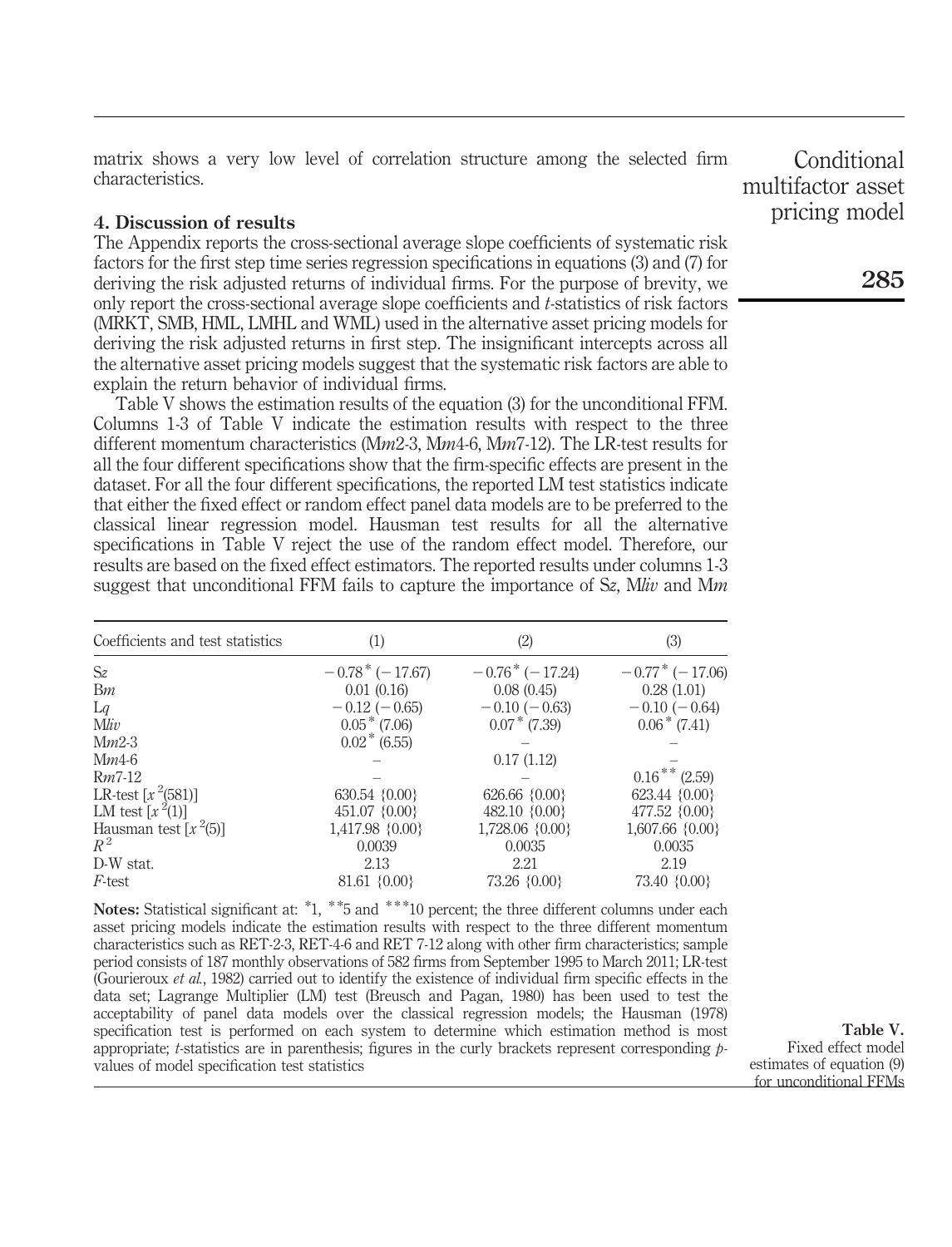matrix shows a very low level of correlation structure among the selected firm characteristics.

## 4. Discussion of results

The Appendix reports the cross-sectional average slope coefficients of systematic risk factors for the first step time series regression specifications in equations (3) and (7) for deriving the risk adjusted returns of individual firms. For the purpose of brevity, we only report the cross-sectional average slope coefficients and *t*-statistics of risk factors (MRKT, SMB, HML, LMHL and WML) used in the alternative asset pricing models for deriving the risk adjusted returns in first step. The insignificant intercepts across all the alternative asset pricing models suggest that the systematic risk factors are able to explain the return behavior of individual firms.

Table V shows the estimation results of the equation (3) for the unconditional FFM. Columns 1-3 of Table V indicate the estimation results with respect to the three different momentum characteristics (M*m*2-3, M*m*4-6, M*m*7-12). The LR-test results for all the four different specifications show that the firm-specific effects are present in the dataset. For all the four different specifications, the reported LM test statistics indicate that either the fixed effect or random effect panel data models are to be preferred to the classical linear regression model. Hausman test results for all the alternative specifications in Table V reject the use of the random effect model. Therefore, our results are based on the fixed effect estimators. The reported results under columns 1-3 suggest that unconditional FFM fails to capture the importance of S*z*, M*liv* and M*m*

| Coefficients and test statistics | (1) | (2) | (3) |
|---|---|---|---|
| S*z* | $-0.78^{*}$ ($-17.67$) | $-0.76^{*}$ ($-17.24$) | $-0.77^{*}$ ($-17.06$) |
| B*m* | 0.01 (0.16) | 0.08 (0.45) | 0.28 (1.01) |
| L*q* | $-0.12$ ($-0.65$) | $-0.10$ ($-0.63$) | $-0.10$ ($-0.64$) |
| M*liv* | $0.05^{*}$ (7.06) | $0.07^{*}$ (7.39) | $0.06^{*}$ (7.41) |
| M*m*2-3 | $0.02^{*}$ (6.55) | – | – |
| M*m*4-6 | – | 0.17 (1.12) | – |
| R*m*7-12 | – | – | $0.16^{**}$ (2.59) |
| LR-test [$x^2(581)$] | 630.54 {0.00} | 626.66 {0.00} | 623.44 {0.00} |
| LM test [$x^2(1)$] | 451.07 {0.00} | 482.10 {0.00} | 477.52 {0.00} |
| Hausman test [$x^2(5)$] | 1,417.98 {0.00} | 1,728.06 {0.00} | 1,607.66 {0.00} |
| $R^2$ | 0.0039 | 0.0035 | 0.0035 |
| D-W stat. | 2.13 | 2.21 | 2.19 |
| *F*-test | 81.61 {0.00} | 73.26 {0.00} | 73.40 {0.00} |

**Notes:** Statistical significant at: *1, **5 and ***10 percent; the three different columns under each asset pricing models indicate the estimation results with respect to the three different momentum characteristics such as RET-2-3, RET-4-6 and RET 7-12 along with other firm characteristics; sample period consists of 187 monthly observations of 582 firms from September 1995 to March 2011; LR-test (Gourieroux *et al.*, 1982) carried out to identify the existence of individual firm specific effects in the data set; Lagrange Multiplier (LM) test (Breusch and Pagan, 1980) has been used to test the acceptability of panel data models over the classical regression models; the Hausman (1978) specification test is performed on each system to determine which estimation method is most appropriate; *t*-statistics are in parenthesis; figures in the curly brackets represent corresponding *p*-values of model specification test statistics

**Table V.** Fixed effect model estimates of equation (9) for unconditional FFMs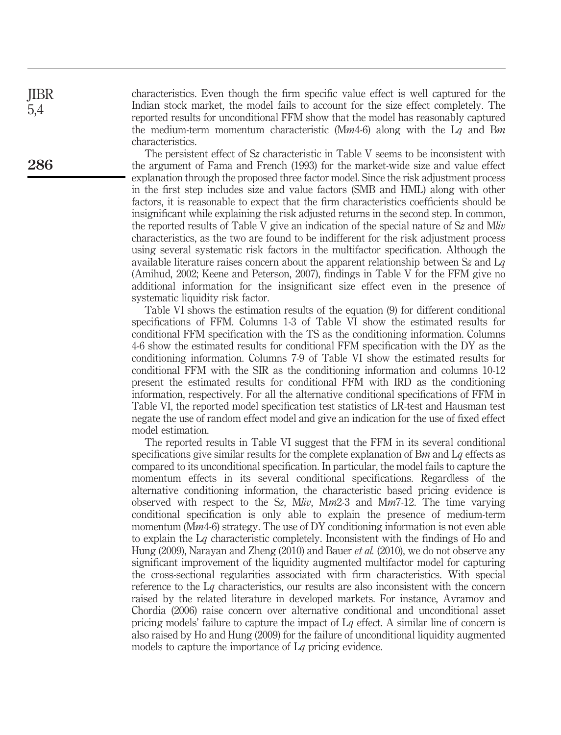characteristics. Even though the firm specific value effect is well captured for the Indian stock market, the model fails to account for the size effect completely. The reported results for unconditional FFM show that the model has reasonably captured the medium-term momentum characteristic (M*m*4-6) along with the L*q* and B*m* characteristics.

The persistent effect of S*z* characteristic in Table V seems to be inconsistent with the argument of Fama and French (1993) for the market-wide size and value effect explanation through the proposed three factor model. Since the risk adjustment process in the first step includes size and value factors (SMB and HML) along with other factors, it is reasonable to expect that the firm characteristics coefficients should be insignificant while explaining the risk adjusted returns in the second step. In common, the reported results of Table V give an indication of the special nature of S*z* and M*liv* characteristics, as the two are found to be indifferent for the risk adjustment process using several systematic risk factors in the multifactor specification. Although the available literature raises concern about the apparent relationship between S*z* and L*q* (Amihud, 2002; Keene and Peterson, 2007), findings in Table V for the FFM give no additional information for the insignificant size effect even in the presence of systematic liquidity risk factor.

Table VI shows the estimation results of the equation (9) for different conditional specifications of FFM. Columns 1-3 of Table VI show the estimated results for conditional FFM specification with the TS as the conditioning information. Columns 4-6 show the estimated results for conditional FFM specification with the DY as the conditioning information. Columns 7-9 of Table VI show the estimated results for conditional FFM with the SIR as the conditioning information and columns 10-12 present the estimated results for conditional FFM with IRD as the conditioning information, respectively. For all the alternative conditional specifications of FFM in Table VI, the reported model specification test statistics of LR-test and Hausman test negate the use of random effect model and give an indication for the use of fixed effect model estimation.

The reported results in Table VI suggest that the FFM in its several conditional specifications give similar results for the complete explanation of B*m* and L*q* effects as compared to its unconditional specification. In particular, the model fails to capture the momentum effects in its several conditional specifications. Regardless of the alternative conditioning information, the characteristic based pricing evidence is observed with respect to the S*z*, M*liv*, M*m*2-3 and M*m*7-12. The time varying conditional specification is only able to explain the presence of medium-term momentum (M*m*4-6) strategy. The use of DY conditioning information is not even able to explain the L*q* characteristic completely. Inconsistent with the findings of Ho and Hung (2009), Narayan and Zheng (2010) and Bauer *et al.* (2010), we do not observe any significant improvement of the liquidity augmented multifactor model for capturing the cross-sectional regularities associated with firm characteristics. With special reference to the L*q* characteristics, our results are also inconsistent with the concern raised by the related literature in developed markets. For instance, Avramov and Chordia (2006) raise concern over alternative conditional and unconditional asset pricing models' failure to capture the impact of L*q* effect. A similar line of concern is also raised by Ho and Hung (2009) for the failure of unconditional liquidity augmented models to capture the importance of L*q* pricing evidence.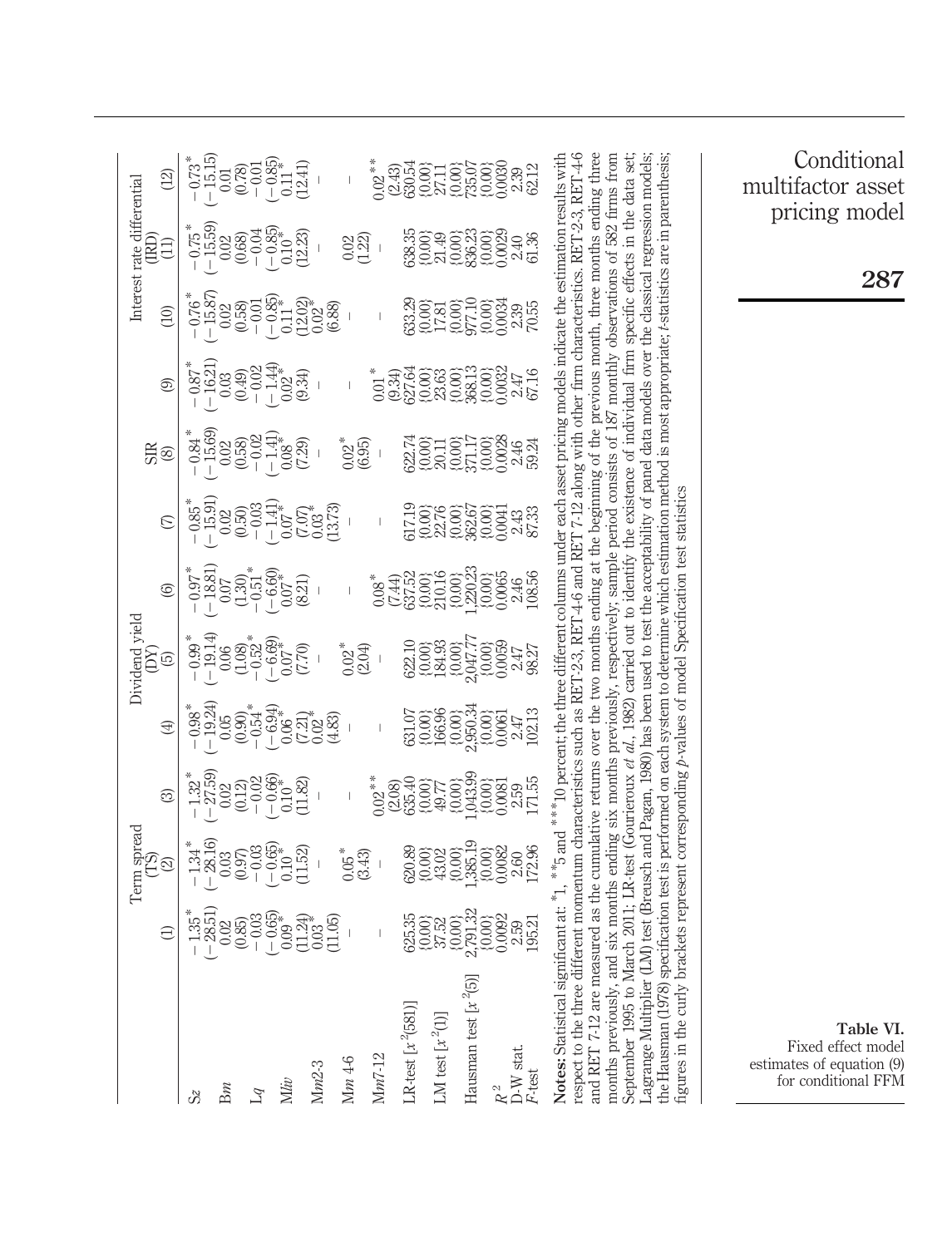**Table VI.** Fixed effect model estimates of equation (9) for conditional FFM

| | Term spread (TS) | | | Dividend yield (DY) | | | SIR | | | Interest rate differential (IRD) | | |
|---|---|---|---|---|---|---|---|---|---|---|---|---|
| | (1) | (2) | (3) | (4) | (5) | (6) | (7) | (8) | (9) | (10) | (11) | (12) |
| *Sz* | −1.35* | −1.34* | −1.32* | −0.98* | −0.99* | −0.97* | −0.85* | −0.84* | −0.87* | −0.76* | −0.75* | −0.73* |
| | (−28.51) | (−28.16) | (−27.59) | (−19.24) | (−19.14) | (−18.81) | (−15.91) | (−15.69) | (−16.21) | (−15.87) | (−15.59) | (−15.15) |
| *Bm* | 0.02 | 0.03 | 0.02 | 0.05 | 0.06 | 0.07 | 0.02 | 0.02 | 0.03 | 0.02 | 0.02 | 0.01 |
| | (0.85) | (0.97) | (0.12) | (0.90) | (1.08) | (1.30) | (0.50) | (0.58) | (0.49) | (0.58) | (0.68) | (0.78) |
| *Lq* | −0.03 | −0.03 | −0.02 | −0.54* | −0.52* | −0.51* | −0.03 | −0.02 | −0.02 | −0.01 | −0.04 | −0.01 |
| | (−0.65) | (−0.65) | (−0.66) | (−6.94) | (−6.69) | (−6.60) | (−1.41) | (−1.41) | (−1.44) | (−0.85) | (−0.85) | (−0.85) |
| *Mliv* | 0.09* | 0.10* | 0.10* | 0.06* | 0.07* | 0.07* | 0.07* | 0.08* | 0.02* | 0.11* | 0.10* | 0.11* |
| | (11.24) | (11.52) | (11.82) | (7.21) | (7.70) | (8.21) | (7.07) | (7.29) | (9.34) | (12.02) | (12.23) | (12.41) |
| *Mm2-3* | 0.03* | – | – | 0.02* | – | – | 0.03* | – | – | 0.02* | – | – |
| | (11.05) | | | (4.83) | | | (13.73) | | | (6.88) | | |
| *Mm 4-6* | – | 0.05* | – | – | 0.02* | – | – | 0.02* | – | – | 0.02 | – |
| | | (3.43) | | | (2.04) | | | (6.95) | | | (1.22) | |
| *Mm7-12* | – | – | 0.02** | – | – | 0.08* | – | – | 0.01* | – | – | 0.02** |
| | | | (2.08) | | | (7.44) | | | (9.34) | | | (2.43) |
| LR-test [$x^2$(581)] | 625.35 | 620.89 | 635.40 | 631.07 | 622.10 | 637.52 | 617.19 | 622.74 | 627.64 | 633.29 | 638.35 | 630.54 |
| | {0.00} | {0.00} | {0.00} | {0.00} | {0.00} | {0.00} | {0.00} | {0.00} | {0.00} | {0.00} | {0.00} | {0.00} |
| LM test [$x^2$(1)] | 37.52 | 43.02 | 49.77 | 166.96 | 184.93 | 210.16 | 22.76 | 20.11 | 23.63 | 17.81 | 21.49 | 27.11 |
| | {0.00} | {0.00} | {0.00} | {0.00} | {0.00} | {0.00} | {0.00} | {0.00} | {0.00} | {0.00} | {0.00} | {0.00} |
| Hausman test [$x^2$(5)] | 2,791.32 | 1,385.19 | 1,043.99 | 2,950.34 | 2,047.77 | 1,220.23 | 362.67 | 371.17 | 368.13 | 977.10 | 836.23 | 735.07 |
| | {0.00} | {0.00} | {0.00} | {0.00} | {0.00} | {0.00} | {0.00} | {0.00} | {0.00} | {0.00} | {0.00} | {0.00} |
| $R^2$ | 0.0092 | 0.0082 | 0.0081 | 0.0061 | 0.0059 | 0.0065 | 0.0041 | 0.0028 | 0.0032 | 0.0034 | 0.0029 | 0.0030 |
| D-W stat. | 2.59 | 2.60 | 2.59 | 2.47 | 2.47 | 2.46 | 2.43 | 2.46 | 2.47 | 2.39 | 2.40 | 2.39 |
| *F*-test | 195.21 | 172.96 | 171.55 | 102.13 | 98.27 | 108.56 | 87.33 | 59.24 | 67.16 | 70.55 | 61.36 | 62.12 |

**Notes:** Statistical significant at: *1, **5 and ***10 percent; the three different columns under each asset pricing models indicate the estimation results with respect to the three different momentum characteristics such as RET-2-3, RET-4-6 and RET 7-12 along with other firm characteristics. RET-2-3, RET-4-6 and RET 7-12 are measured as the cumulative returns over the two months ending at the beginning of the previous month, three months ending three months previously, and six months ending six months previously, respectively; sample period consists of 187 monthly observations of 582 firms from September 1995 to March 2011; LR-test (Gourieroux *et al.*, 1982) carried out to identify the existence of individual firm specific effects in the data set; Lagrange Multiplier (LM) test (Breusch and Pagan, 1980) has been used to test the acceptability of panel data models over the classical regression models; the Hausman (1978) specification test is performed on each system to determine which estimation method is most appropriate; *t*-statistics are in parenthesis; figures in the curly brackets represent corresponding *p*-values of model Specification test statistics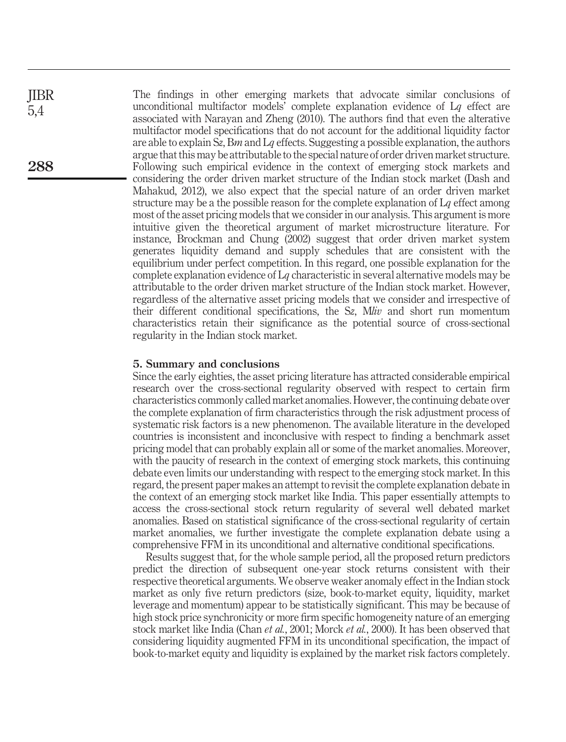The findings in other emerging markets that advocate similar conclusions of unconditional multifactor models' complete explanation evidence of L*q* effect are associated with Narayan and Zheng (2010). The authors find that even the alterative multifactor model specifications that do not account for the additional liquidity factor are able to explain S*z*, B*m* and L*q* effects. Suggesting a possible explanation, the authors argue that this may be attributable to the special nature of order driven market structure. Following such empirical evidence in the context of emerging stock markets and considering the order driven market structure of the Indian stock market (Dash and Mahakud, 2012), we also expect that the special nature of an order driven market structure may be a the possible reason for the complete explanation of L*q* effect among most of the asset pricing models that we consider in our analysis. This argument is more intuitive given the theoretical argument of market microstructure literature. For instance, Brockman and Chung (2002) suggest that order driven market system generates liquidity demand and supply schedules that are consistent with the equilibrium under perfect competition. In this regard, one possible explanation for the complete explanation evidence of L*q* characteristic in several alternative models may be attributable to the order driven market structure of the Indian stock market. However, regardless of the alternative asset pricing models that we consider and irrespective of their different conditional specifications, the S*z*, M*liv* and short run momentum characteristics retain their significance as the potential source of cross-sectional regularity in the Indian stock market.

## 5. Summary and conclusions

Since the early eighties, the asset pricing literature has attracted considerable empirical research over the cross-sectional regularity observed with respect to certain firm characteristics commonly called market anomalies. However, the continuing debate over the complete explanation of firm characteristics through the risk adjustment process of systematic risk factors is a new phenomenon. The available literature in the developed countries is inconsistent and inconclusive with respect to finding a benchmark asset pricing model that can probably explain all or some of the market anomalies. Moreover, with the paucity of research in the context of emerging stock markets, this continuing debate even limits our understanding with respect to the emerging stock market. In this regard, the present paper makes an attempt to revisit the complete explanation debate in the context of an emerging stock market like India. This paper essentially attempts to access the cross-sectional stock return regularity of several well debated market anomalies. Based on statistical significance of the cross-sectional regularity of certain market anomalies, we further investigate the complete explanation debate using a comprehensive FFM in its unconditional and alternative conditional specifications.

Results suggest that, for the whole sample period, all the proposed return predictors predict the direction of subsequent one-year stock returns consistent with their respective theoretical arguments. We observe weaker anomaly effect in the Indian stock market as only five return predictors (size, book-to-market equity, liquidity, market leverage and momentum) appear to be statistically significant. This may be because of high stock price synchronicity or more firm specific homogeneity nature of an emerging stock market like India (Chan *et al.*, 2001; Morck *et al.*, 2000). It has been observed that considering liquidity augmented FFM in its unconditional specification, the impact of book-to-market equity and liquidity is explained by the market risk factors completely.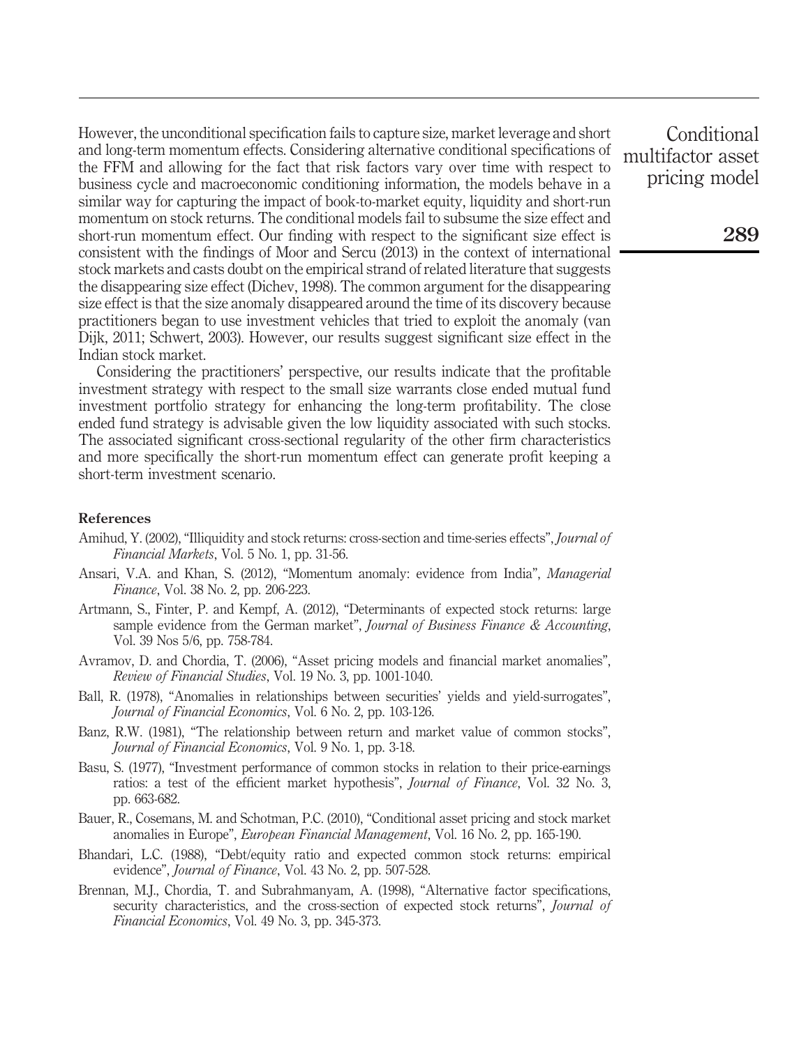However, the unconditional specification fails to capture size, market leverage and short and long-term momentum effects. Considering alternative conditional specifications of the FFM and allowing for the fact that risk factors vary over time with respect to business cycle and macroeconomic conditioning information, the models behave in a similar way for capturing the impact of book-to-market equity, liquidity and short-run momentum on stock returns. The conditional models fail to subsume the size effect and short-run momentum effect. Our finding with respect to the significant size effect is consistent with the findings of Moor and Sercu (2013) in the context of international stock markets and casts doubt on the empirical strand of related literature that suggests the disappearing size effect (Dichev, 1998). The common argument for the disappearing size effect is that the size anomaly disappeared around the time of its discovery because practitioners began to use investment vehicles that tried to exploit the anomaly (van Dijk, 2011; Schwert, 2003). However, our results suggest significant size effect in the Indian stock market.

Considering the practitioners' perspective, our results indicate that the profitable investment strategy with respect to the small size warrants close ended mutual fund investment portfolio strategy for enhancing the long-term profitability. The close ended fund strategy is advisable given the low liquidity associated with such stocks. The associated significant cross-sectional regularity of the other firm characteristics and more specifically the short-run momentum effect can generate profit keeping a short-term investment scenario.

## References

Amihud, Y. (2002), "Illiquidity and stock returns: cross-section and time-series effects", *Journal of Financial Markets*, Vol. 5 No. 1, pp. 31-56.

Ansari, V.A. and Khan, S. (2012), "Momentum anomaly: evidence from India", *Managerial Finance*, Vol. 38 No. 2, pp. 206-223.

Artmann, S., Finter, P. and Kempf, A. (2012), "Determinants of expected stock returns: large sample evidence from the German market", *Journal of Business Finance & Accounting*, Vol. 39 Nos 5/6, pp. 758-784.

Avramov, D. and Chordia, T. (2006), "Asset pricing models and financial market anomalies", *Review of Financial Studies*, Vol. 19 No. 3, pp. 1001-1040.

Ball, R. (1978), "Anomalies in relationships between securities' yields and yield-surrogates", *Journal of Financial Economics*, Vol. 6 No. 2, pp. 103-126.

Banz, R.W. (1981), "The relationship between return and market value of common stocks", *Journal of Financial Economics*, Vol. 9 No. 1, pp. 3-18.

Basu, S. (1977), "Investment performance of common stocks in relation to their price-earnings ratios: a test of the efficient market hypothesis", *Journal of Finance*, Vol. 32 No. 3, pp. 663-682.

Bauer, R., Cosemans, M. and Schotman, P.C. (2010), "Conditional asset pricing and stock market anomalies in Europe", *European Financial Management*, Vol. 16 No. 2, pp. 165-190.

Bhandari, L.C. (1988), "Debt/equity ratio and expected common stock returns: empirical evidence", *Journal of Finance*, Vol. 43 No. 2, pp. 507-528.

Brennan, M.J., Chordia, T. and Subrahmanyam, A. (1998), "Alternative factor specifications, security characteristics, and the cross-section of expected stock returns", *Journal of Financial Economics*, Vol. 49 No. 3, pp. 345-373.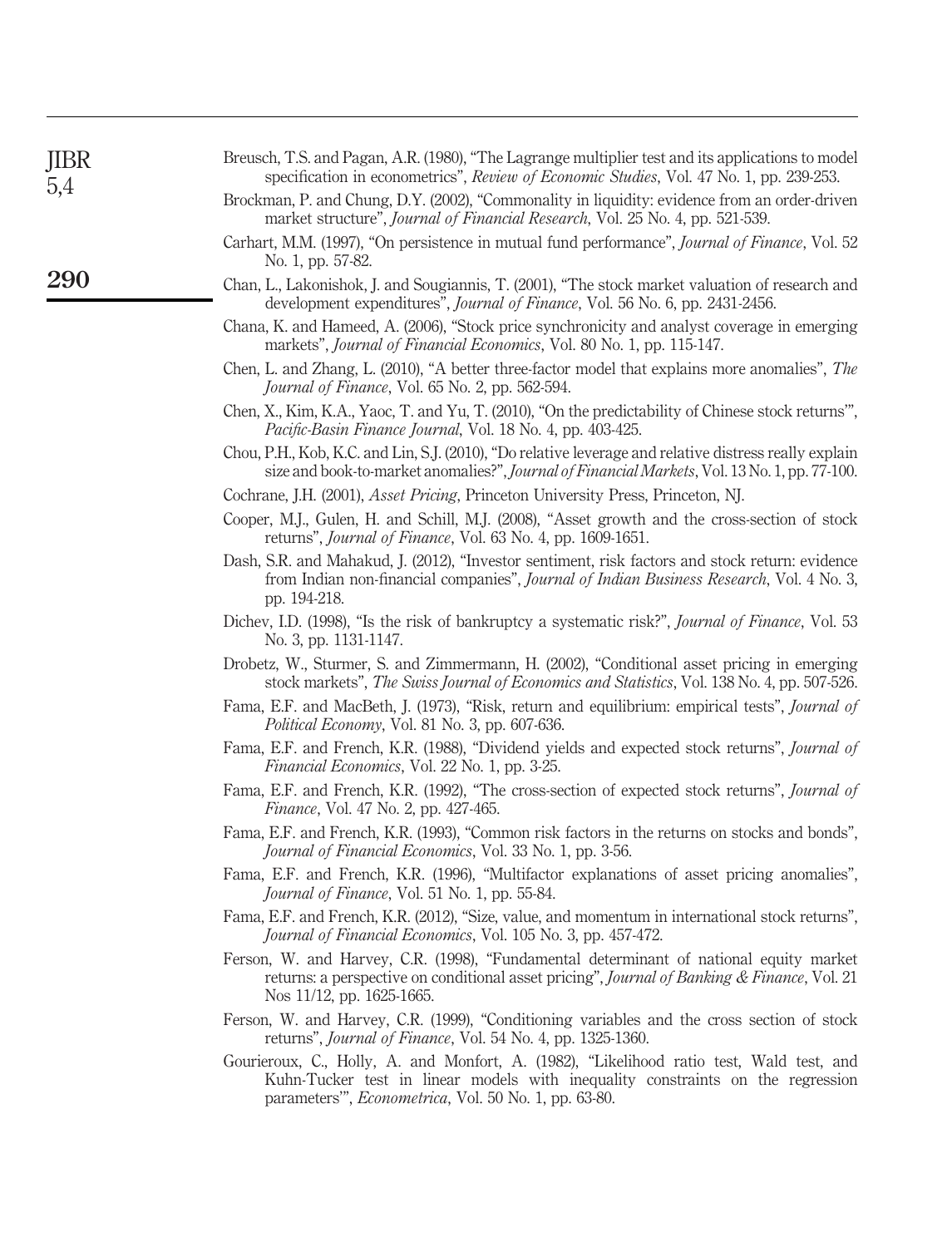Breusch, T.S. and Pagan, A.R. (1980), "The Lagrange multiplier test and its applications to model specification in econometrics", *Review of Economic Studies*, Vol. 47 No. 1, pp. 239-253.

Brockman, P. and Chung, D.Y. (2002), "Commonality in liquidity: evidence from an order-driven market structure", *Journal of Financial Research*, Vol. 25 No. 4, pp. 521-539.

Carhart, M.M. (1997), "On persistence in mutual fund performance", *Journal of Finance*, Vol. 52 No. 1, pp. 57-82.

Chan, L., Lakonishok, J. and Sougiannis, T. (2001), "The stock market valuation of research and development expenditures", *Journal of Finance*, Vol. 56 No. 6, pp. 2431-2456.

Chana, K. and Hameed, A. (2006), "Stock price synchronicity and analyst coverage in emerging markets", *Journal of Financial Economics*, Vol. 80 No. 1, pp. 115-147.

Chen, L. and Zhang, L. (2010), "A better three-factor model that explains more anomalies", *The Journal of Finance*, Vol. 65 No. 2, pp. 562-594.

Chen, X., Kim, K.A., Yaoc, T. and Yu, T. (2010), "On the predictability of Chinese stock returns'", *Pacific-Basin Finance Journal*, Vol. 18 No. 4, pp. 403-425.

Chou, P.H., Kob, K.C. and Lin, S.J. (2010), "Do relative leverage and relative distress really explain size and book-to-market anomalies?", *Journal of Financial Markets*, Vol. 13 No. 1, pp. 77-100.

Cochrane, J.H. (2001), *Asset Pricing*, Princeton University Press, Princeton, NJ.

Cooper, M.J., Gulen, H. and Schill, M.J. (2008), "Asset growth and the cross-section of stock returns", *Journal of Finance*, Vol. 63 No. 4, pp. 1609-1651.

Dash, S.R. and Mahakud, J. (2012), "Investor sentiment, risk factors and stock return: evidence from Indian non-financial companies", *Journal of Indian Business Research*, Vol. 4 No. 3, pp. 194-218.

Dichev, I.D. (1998), "Is the risk of bankruptcy a systematic risk?", *Journal of Finance*, Vol. 53 No. 3, pp. 1131-1147.

Drobetz, W., Sturmer, S. and Zimmermann, H. (2002), "Conditional asset pricing in emerging stock markets", *The Swiss Journal of Economics and Statistics*, Vol. 138 No. 4, pp. 507-526.

Fama, E.F. and MacBeth, J. (1973), "Risk, return and equilibrium: empirical tests", *Journal of Political Economy*, Vol. 81 No. 3, pp. 607-636.

Fama, E.F. and French, K.R. (1988), "Dividend yields and expected stock returns", *Journal of Financial Economics*, Vol. 22 No. 1, pp. 3-25.

Fama, E.F. and French, K.R. (1992), "The cross-section of expected stock returns", *Journal of Finance*, Vol. 47 No. 2, pp. 427-465.

Fama, E.F. and French, K.R. (1993), "Common risk factors in the returns on stocks and bonds", *Journal of Financial Economics*, Vol. 33 No. 1, pp. 3-56.

Fama, E.F. and French, K.R. (1996), "Multifactor explanations of asset pricing anomalies", *Journal of Finance*, Vol. 51 No. 1, pp. 55-84.

Fama, E.F. and French, K.R. (2012), "Size, value, and momentum in international stock returns", *Journal of Financial Economics*, Vol. 105 No. 3, pp. 457-472.

Ferson, W. and Harvey, C.R. (1998), "Fundamental determinant of national equity market returns: a perspective on conditional asset pricing", *Journal of Banking & Finance*, Vol. 21 Nos 11/12, pp. 1625-1665.

Ferson, W. and Harvey, C.R. (1999), "Conditioning variables and the cross section of stock returns", *Journal of Finance*, Vol. 54 No. 4, pp. 1325-1360.

Gourieroux, C., Holly, A. and Monfort, A. (1982), "Likelihood ratio test, Wald test, and Kuhn-Tucker test in linear models with inequality constraints on the regression parameters'", *Econometrica*, Vol. 50 No. 1, pp. 63-80.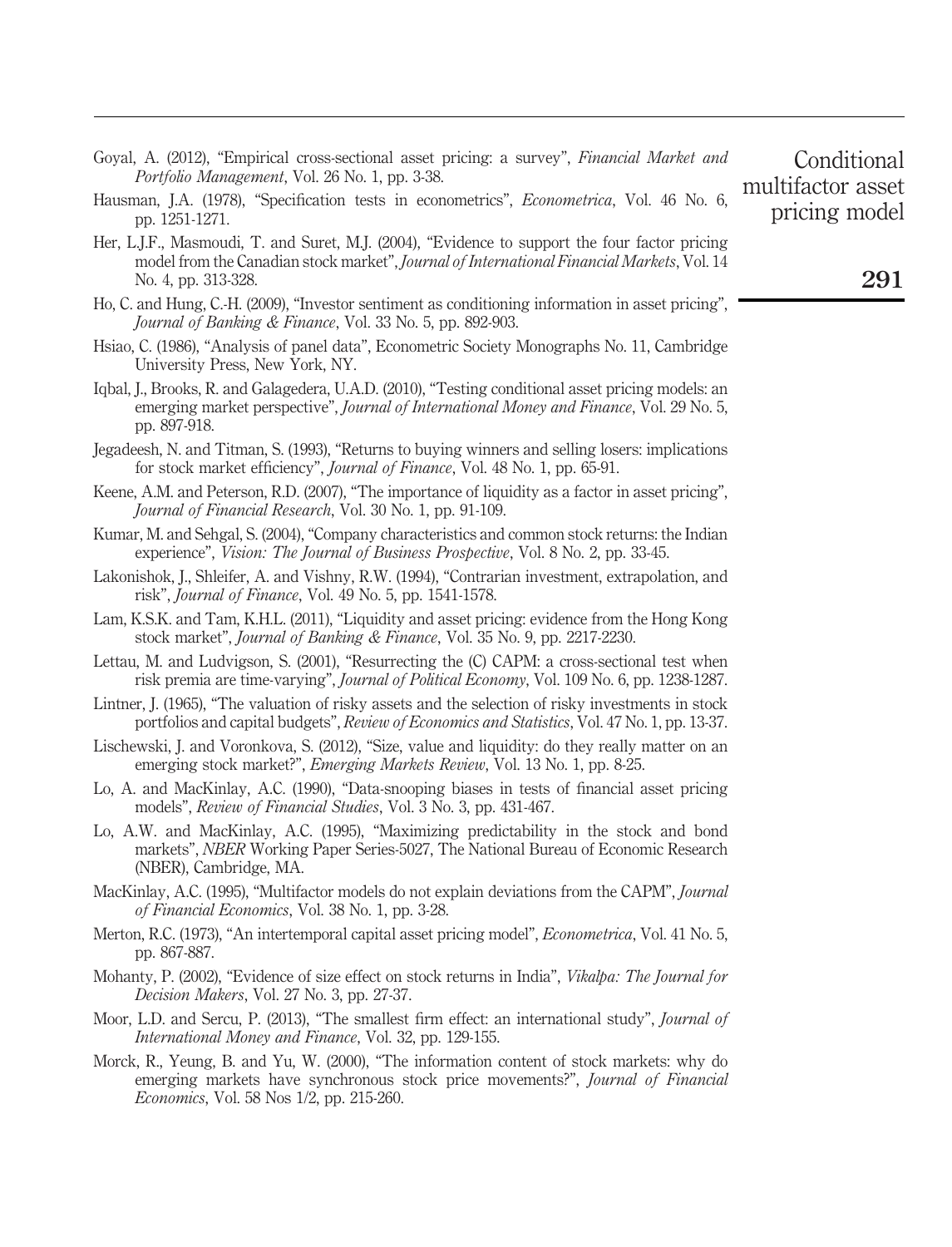Goyal, A. (2012), "Empirical cross-sectional asset pricing: a survey", *Financial Market and Portfolio Management*, Vol. 26 No. 1, pp. 3-38.

Hausman, J.A. (1978), "Specification tests in econometrics", *Econometrica*, Vol. 46 No. 6, pp. 1251-1271.

Her, L.J.F., Masmoudi, T. and Suret, M.J. (2004), "Evidence to support the four factor pricing model from the Canadian stock market", *Journal of International Financial Markets*, Vol. 14 No. 4, pp. 313-328.

Ho, C. and Hung, C.-H. (2009), "Investor sentiment as conditioning information in asset pricing", *Journal of Banking & Finance*, Vol. 33 No. 5, pp. 892-903.

Hsiao, C. (1986), "Analysis of panel data", Econometric Society Monographs No. 11, Cambridge University Press, New York, NY.

Iqbal, J., Brooks, R. and Galagedera, U.A.D. (2010), "Testing conditional asset pricing models: an emerging market perspective", *Journal of International Money and Finance*, Vol. 29 No. 5, pp. 897-918.

Jegadeesh, N. and Titman, S. (1993), "Returns to buying winners and selling losers: implications for stock market efficiency", *Journal of Finance*, Vol. 48 No. 1, pp. 65-91.

Keene, A.M. and Peterson, R.D. (2007), "The importance of liquidity as a factor in asset pricing", *Journal of Financial Research*, Vol. 30 No. 1, pp. 91-109.

Kumar, M. and Sehgal, S. (2004), "Company characteristics and common stock returns: the Indian experience", *Vision: The Journal of Business Prospective*, Vol. 8 No. 2, pp. 33-45.

Lakonishok, J., Shleifer, A. and Vishny, R.W. (1994), "Contrarian investment, extrapolation, and risk", *Journal of Finance*, Vol. 49 No. 5, pp. 1541-1578.

Lam, K.S.K. and Tam, K.H.L. (2011), "Liquidity and asset pricing: evidence from the Hong Kong stock market", *Journal of Banking & Finance*, Vol. 35 No. 9, pp. 2217-2230.

Lettau, M. and Ludvigson, S. (2001), "Resurrecting the (C) CAPM: a cross-sectional test when risk premia are time-varying", *Journal of Political Economy*, Vol. 109 No. 6, pp. 1238-1287.

Lintner, J. (1965), "The valuation of risky assets and the selection of risky investments in stock portfolios and capital budgets", *Review of Economics and Statistics*, Vol. 47 No. 1, pp. 13-37.

Lischewski, J. and Voronkova, S. (2012), "Size, value and liquidity: do they really matter on an emerging stock market?", *Emerging Markets Review*, Vol. 13 No. 1, pp. 8-25.

Lo, A. and MacKinlay, A.C. (1990), "Data-snooping biases in tests of financial asset pricing models", *Review of Financial Studies*, Vol. 3 No. 3, pp. 431-467.

Lo, A.W. and MacKinlay, A.C. (1995), "Maximizing predictability in the stock and bond markets", *NBER* Working Paper Series-5027, The National Bureau of Economic Research (NBER), Cambridge, MA.

MacKinlay, A.C. (1995), "Multifactor models do not explain deviations from the CAPM", *Journal of Financial Economics*, Vol. 38 No. 1, pp. 3-28.

Merton, R.C. (1973), "An intertemporal capital asset pricing model", *Econometrica*, Vol. 41 No. 5, pp. 867-887.

Mohanty, P. (2002), "Evidence of size effect on stock returns in India", *Vikalpa: The Journal for Decision Makers*, Vol. 27 No. 3, pp. 27-37.

Moor, L.D. and Sercu, P. (2013), "The smallest firm effect: an international study", *Journal of International Money and Finance*, Vol. 32, pp. 129-155.

Morck, R., Yeung, B. and Yu, W. (2000), "The information content of stock markets: why do emerging markets have synchronous stock price movements?", *Journal of Financial Economics*, Vol. 58 Nos 1/2, pp. 215-260.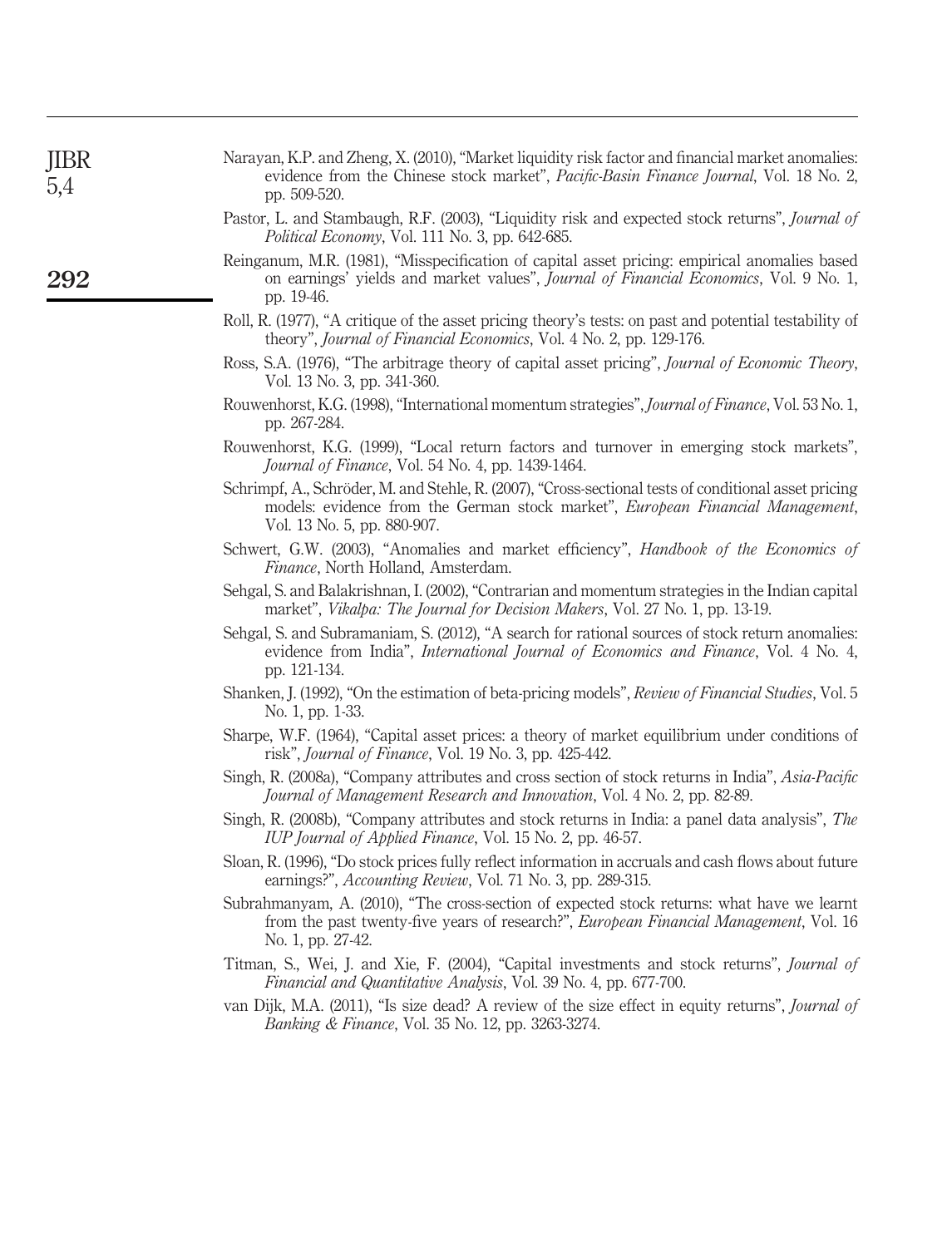Narayan, K.P. and Zheng, X. (2010), "Market liquidity risk factor and financial market anomalies: evidence from the Chinese stock market", *Pacific-Basin Finance Journal*, Vol. 18 No. 2, pp. 509-520.

Pastor, L. and Stambaugh, R.F. (2003), "Liquidity risk and expected stock returns", *Journal of Political Economy*, Vol. 111 No. 3, pp. 642-685.

Reinganum, M.R. (1981), "Misspecification of capital asset pricing: empirical anomalies based on earnings' yields and market values", *Journal of Financial Economics*, Vol. 9 No. 1, pp. 19-46.

Roll, R. (1977), "A critique of the asset pricing theory's tests: on past and potential testability of theory", *Journal of Financial Economics*, Vol. 4 No. 2, pp. 129-176.

Ross, S.A. (1976), "The arbitrage theory of capital asset pricing", *Journal of Economic Theory*, Vol. 13 No. 3, pp. 341-360.

Rouwenhorst, K.G. (1998), "International momentum strategies", *Journal of Finance*, Vol. 53 No. 1, pp. 267-284.

Rouwenhorst, K.G. (1999), "Local return factors and turnover in emerging stock markets", *Journal of Finance*, Vol. 54 No. 4, pp. 1439-1464.

Schrimpf, A., Schröder, M. and Stehle, R. (2007), "Cross-sectional tests of conditional asset pricing models: evidence from the German stock market", *European Financial Management*, Vol. 13 No. 5, pp. 880-907.

Schwert, G.W. (2003), "Anomalies and market efficiency", *Handbook of the Economics of Finance*, North Holland, Amsterdam.

Sehgal, S. and Balakrishnan, I. (2002), "Contrarian and momentum strategies in the Indian capital market", *Vikalpa: The Journal for Decision Makers*, Vol. 27 No. 1, pp. 13-19.

Sehgal, S. and Subramaniam, S. (2012), "A search for rational sources of stock return anomalies: evidence from India", *International Journal of Economics and Finance*, Vol. 4 No. 4, pp. 121-134.

Shanken, J. (1992), "On the estimation of beta-pricing models", *Review of Financial Studies*, Vol. 5 No. 1, pp. 1-33.

Sharpe, W.F. (1964), "Capital asset prices: a theory of market equilibrium under conditions of risk", *Journal of Finance*, Vol. 19 No. 3, pp. 425-442.

Singh, R. (2008a), "Company attributes and cross section of stock returns in India", *Asia-Pacific Journal of Management Research and Innovation*, Vol. 4 No. 2, pp. 82-89.

Singh, R. (2008b), "Company attributes and stock returns in India: a panel data analysis", *The IUP Journal of Applied Finance*, Vol. 15 No. 2, pp. 46-57.

Sloan, R. (1996), "Do stock prices fully reflect information in accruals and cash flows about future earnings?", *Accounting Review*, Vol. 71 No. 3, pp. 289-315.

Subrahmanyam, A. (2010), "The cross-section of expected stock returns: what have we learnt from the past twenty-five years of research?", *European Financial Management*, Vol. 16 No. 1, pp. 27-42.

Titman, S., Wei, J. and Xie, F. (2004), "Capital investments and stock returns", *Journal of Financial and Quantitative Analysis*, Vol. 39 No. 4, pp. 677-700.

van Dijk, M.A. (2011), "Is size dead? A review of the size effect in equity returns", *Journal of Banking & Finance*, Vol. 35 No. 12, pp. 3263-3274.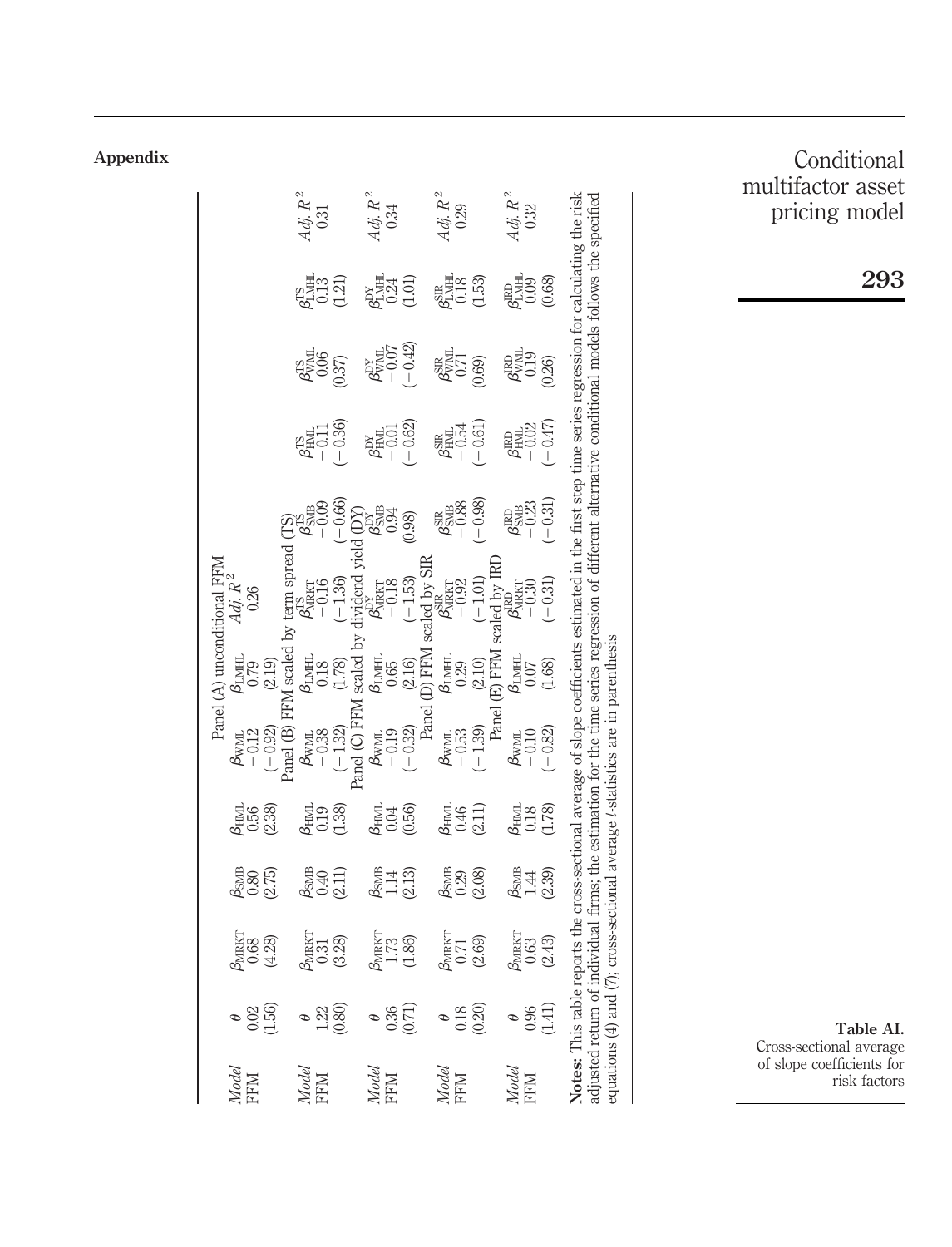## Appendix

**Table AI.** Cross-sectional average of slope coefficients for risk factors

| Panel (A) unconditional FFM | | | | | | | | | | |
|---|---|---|---|---|---|---|---|---|---|---|
| *Model* | $\theta$ | $\beta_{MRKT}$ | $\beta_{SMB}$ | $\beta_{HML}$ | $\beta_{WML}$ | $\beta_{LMHL}$ | *Adj. R*$^2$ | | | |
| FFM | 0.02 | 0.68 | 0.80 | 0.56 | −0.12 | 0.79 | 0.26 | | | |
| | (1.56) | (4.28) | (2.75) | (2.38) | (−0.92) | (2.19) | | | | |
| **Panel (B) FFM scaled by term spread (TS)** | | | | | | | | | | |
| *Model* | $\theta$ | $\beta_{MRKT}$ | $\beta_{SMB}$ | $\beta_{HML}$ | $\beta_{WML}$ | $\beta_{LMHL}$ | $\beta^{TS}_{MRKT}$ | $\beta^{TS}_{SMB}$ | $\beta^{TS}_{HML}$ | $\beta^{TS}_{WML}$ | $\beta^{TS}_{LMHL}$ | *Adj. R*$^2$ |
| FFM | 1.22 | 0.31 | 0.40 | 0.19 | −0.38 | 0.18 | −0.16 | −0.09 | −0.11 | 0.06 | 0.13 | 0.31 |
| | (0.80) | (3.28) | (2.11) | (1.38) | (−1.32) | (1.78) | (−1.36) | (−0.66) | (−0.36) | (0.37) | (1.21) | |
| **Panel (C) FFM scaled by dividend yield (DY)** | | | | | | | | | | | | |
| *Model* | $\theta$ | $\beta_{MRKT}$ | $\beta_{SMB}$ | $\beta_{HML}$ | $\beta_{WML}$ | $\beta_{LMHL}$ | $\beta^{DY}_{MRKT}$ | $\beta^{DY}_{SMB}$ | $\beta^{DY}_{HML}$ | $\beta^{DY}_{WML}$ | $\beta^{DY}_{LMHL}$ | *Adj. R*$^2$ |
| FFM | 0.36 | 1.73 | 1.14 | 0.04 | −0.19 | 0.65 | −0.18 | 0.94 | −0.01 | −0.07 | 0.24 | 0.34 |
| | (0.71) | (1.86) | (2.13) | (0.56) | (−0.32) | (2.16) | (−1.53) | (0.98) | (−0.62) | (−0.42) | (1.01) | |
| **Panel (D) FFM scaled by SIR** | | | | | | | | | | | | |
| *Model* | $\theta$ | $\beta_{MRKT}$ | $\beta_{SMB}$ | $\beta_{HML}$ | $\beta_{WML}$ | $\beta_{LMHL}$ | $\beta^{SIR}_{MRKT}$ | $\beta^{SIR}_{SMB}$ | $\beta^{SIR}_{HML}$ | $\beta^{SIR}_{WML}$ | $\beta^{SIR}_{LMHL}$ | *Adj. R*$^2$ |
| FFM | 0.18 | 0.71 | 0.29 | 0.46 | −0.53 | 0.29 | −0.92 | −0.88 | −0.54 | 0.71 | 0.18 | 0.29 |
| | (0.20) | (2.69) | (2.08) | (2.11) | (−1.39) | (2.10) | (−1.01) | (−0.98) | (−0.61) | (0.69) | (1.53) | |
| **Panel (E) FFM scaled by IRD** | | | | | | | | | | | | |
| *Model* | $\theta$ | $\beta_{MRKT}$ | $\beta_{SMB}$ | $\beta_{HML}$ | $\beta_{WML}$ | $\beta_{LMHL}$ | $\beta^{IRD}_{MRKT}$ | $\beta^{IRD}_{SMB}$ | $\beta^{IRD}_{HML}$ | $\beta^{IRD}_{WML}$ | $\beta^{IRD}_{LMHL}$ | *Adj. R*$^2$ |
| FFM | 0.96 | 0.63 | 1.44 | 0.18 | −0.10 | 0.07 | −0.30 | −0.23 | −0.02 | 0.19 | 0.09 | 0.32 |
| | (1.41) | (2.43) | (2.39) | (1.78) | (−0.82) | (1.68) | (−0.31) | (−0.31) | (−0.47) | (0.26) | (0.68) | |

**Notes:** This table reports the cross-sectional average of slope coefficients estimated in the first step time series regression for calculating the risk adjusted return of individual firms; the estimation for the time series regression of different alternative conditional models follows the specified equations (4) and (7); cross-sectional average *t*-statistics are in parenthesis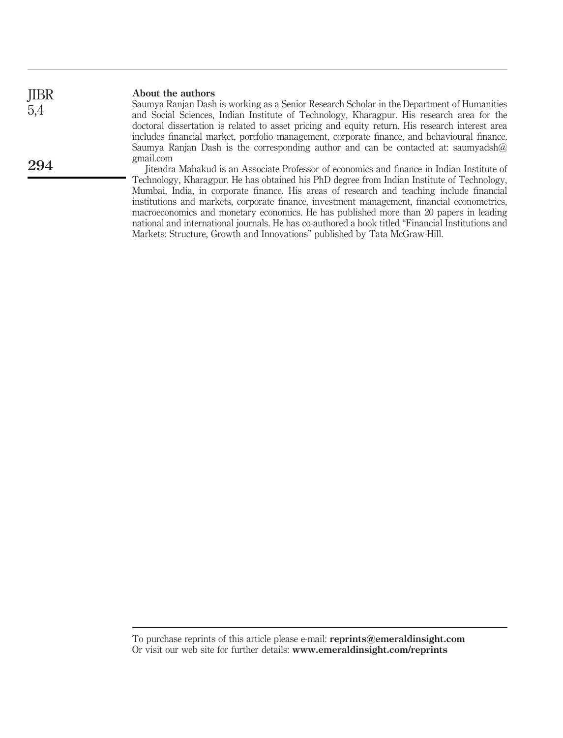## About the authors

Saumya Ranjan Dash is working as a Senior Research Scholar in the Department of Humanities and Social Sciences, Indian Institute of Technology, Kharagpur. His research area for the doctoral dissertation is related to asset pricing and equity return. His research interest area includes financial market, portfolio management, corporate finance, and behavioural finance. Saumya Ranjan Dash is the corresponding author and can be contacted at: saumyadsh@gmail.com

Jitendra Mahakud is an Associate Professor of economics and finance in Indian Institute of Technology, Kharagpur. He has obtained his PhD degree from Indian Institute of Technology, Mumbai, India, in corporate finance. His areas of research and teaching include financial institutions and markets, corporate finance, investment management, financial econometrics, macroeconomics and monetary economics. He has published more than 20 papers in leading national and international journals. He has co-authored a book titled "Financial Institutions and Markets: Structure, Growth and Innovations" published by Tata McGraw-Hill.

To purchase reprints of this article please e-mail: **reprints@emeraldinsight.com**
Or visit our web site for further details: **www.emeraldinsight.com/reprints**